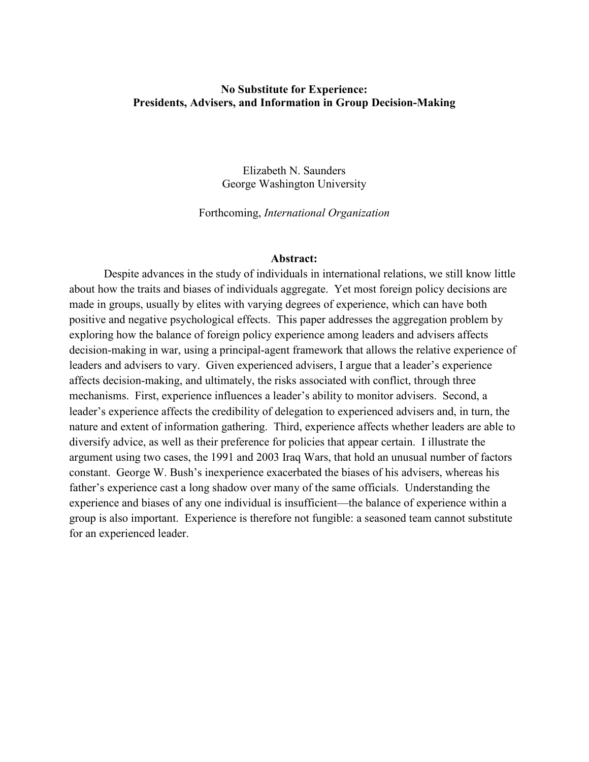# No Substitute for Experience:
# Presidents, Advisers, and Information in Group Decision-Making

Elizabeth N. Saunders
George Washington University

Forthcoming, *International Organization*

**Abstract:**

Despite advances in the study of individuals in international relations, we still know little about how the traits and biases of individuals aggregate. Yet most foreign policy decisions are made in groups, usually by elites with varying degrees of experience, which can have both positive and negative psychological effects. This paper addresses the aggregation problem by exploring how the balance of foreign policy experience among leaders and advisers affects decision-making in war, using a principal-agent framework that allows the relative experience of leaders and advisers to vary. Given experienced advisers, I argue that a leader's experience affects decision-making, and ultimately, the risks associated with conflict, through three mechanisms. First, experience influences a leader's ability to monitor advisers. Second, a leader's experience affects the credibility of delegation to experienced advisers and, in turn, the nature and extent of information gathering. Third, experience affects whether leaders are able to diversify advice, as well as their preference for policies that appear certain. I illustrate the argument using two cases, the 1991 and 2003 Iraq Wars, that hold an unusual number of factors constant. George W. Bush's inexperience exacerbated the biases of his advisers, whereas his father's experience cast a long shadow over many of the same officials. Understanding the experience and biases of any one individual is insufficient—the balance of experience within a group is also important. Experience is therefore not fungible: a seasoned team cannot substitute for an experienced leader.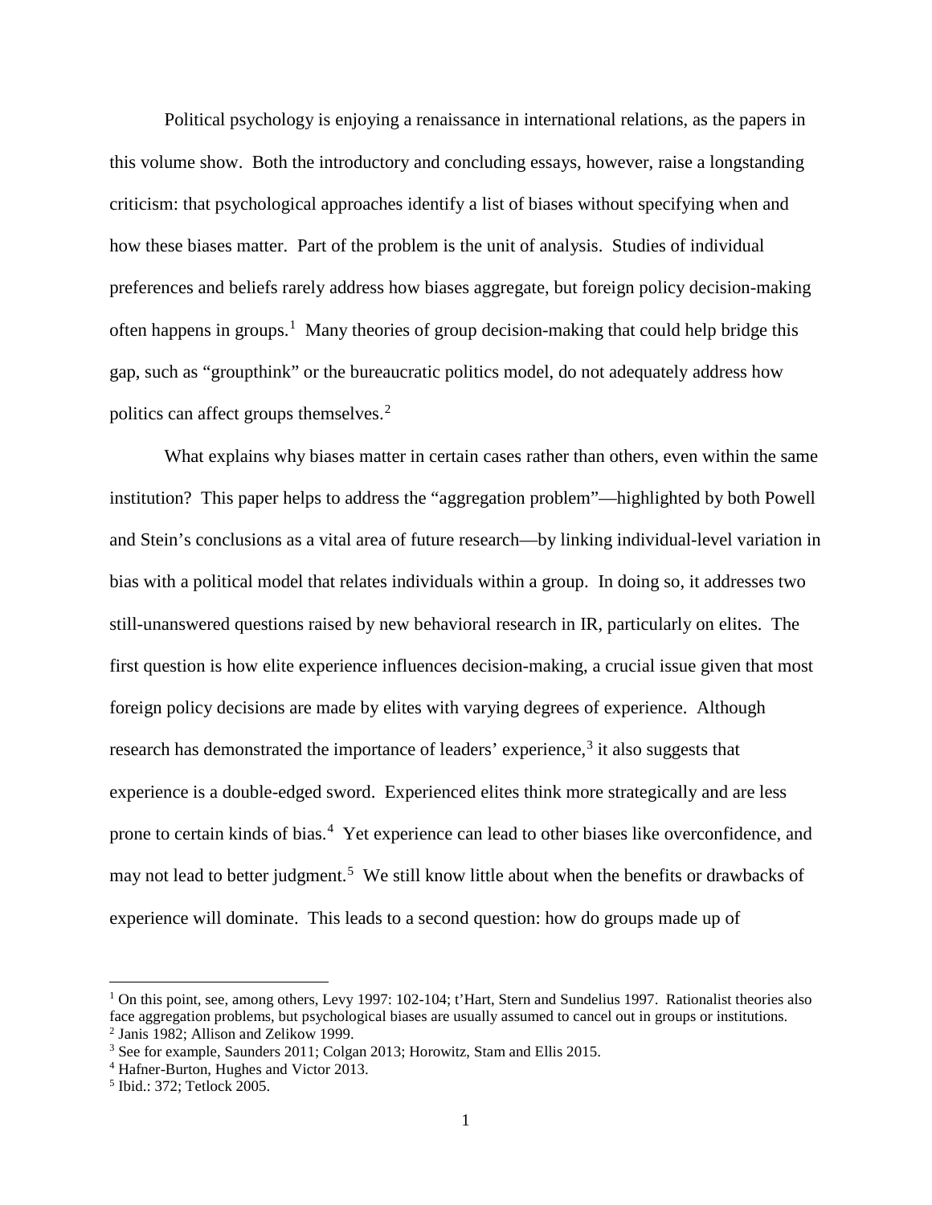Political psychology is enjoying a renaissance in international relations, as the papers in this volume show. Both the introductory and concluding essays, however, raise a longstanding criticism: that psychological approaches identify a list of biases without specifying when and how these biases matter. Part of the problem is the unit of analysis. Studies of individual preferences and beliefs rarely address how biases aggregate, but foreign policy decision-making often happens in groups.[1] Many theories of group decision-making that could help bridge this gap, such as "groupthink" or the bureaucratic politics model, do not adequately address how politics can affect groups themselves.[2]

What explains why biases matter in certain cases rather than others, even within the same institution? This paper helps to address the "aggregation problem"—highlighted by both Powell and Stein's conclusions as a vital area of future research—by linking individual-level variation in bias with a political model that relates individuals within a group. In doing so, it addresses two still-unanswered questions raised by new behavioral research in IR, particularly on elites. The first question is how elite experience influences decision-making, a crucial issue given that most foreign policy decisions are made by elites with varying degrees of experience. Although research has demonstrated the importance of leaders' experience,[3] it also suggests that experience is a double-edged sword. Experienced elites think more strategically and are less prone to certain kinds of bias.[4] Yet experience can lead to other biases like overconfidence, and may not lead to better judgment.[5] We still know little about when the benefits or drawbacks of experience will dominate. This leads to a second question: how do groups made up of

---

[1] On this point, see, among others, Levy 1997: 102-104; t'Hart, Stern and Sundelius 1997. Rationalist theories also face aggregation problems, but psychological biases are usually assumed to cancel out in groups or institutions.

[2] Janis 1982; Allison and Zelikow 1999.

[3] See for example, Saunders 2011; Colgan 2013; Horowitz, Stam and Ellis 2015.

[4] Hafner-Burton, Hughes and Victor 2013.

[5] Ibid.: 372; Tetlock 2005.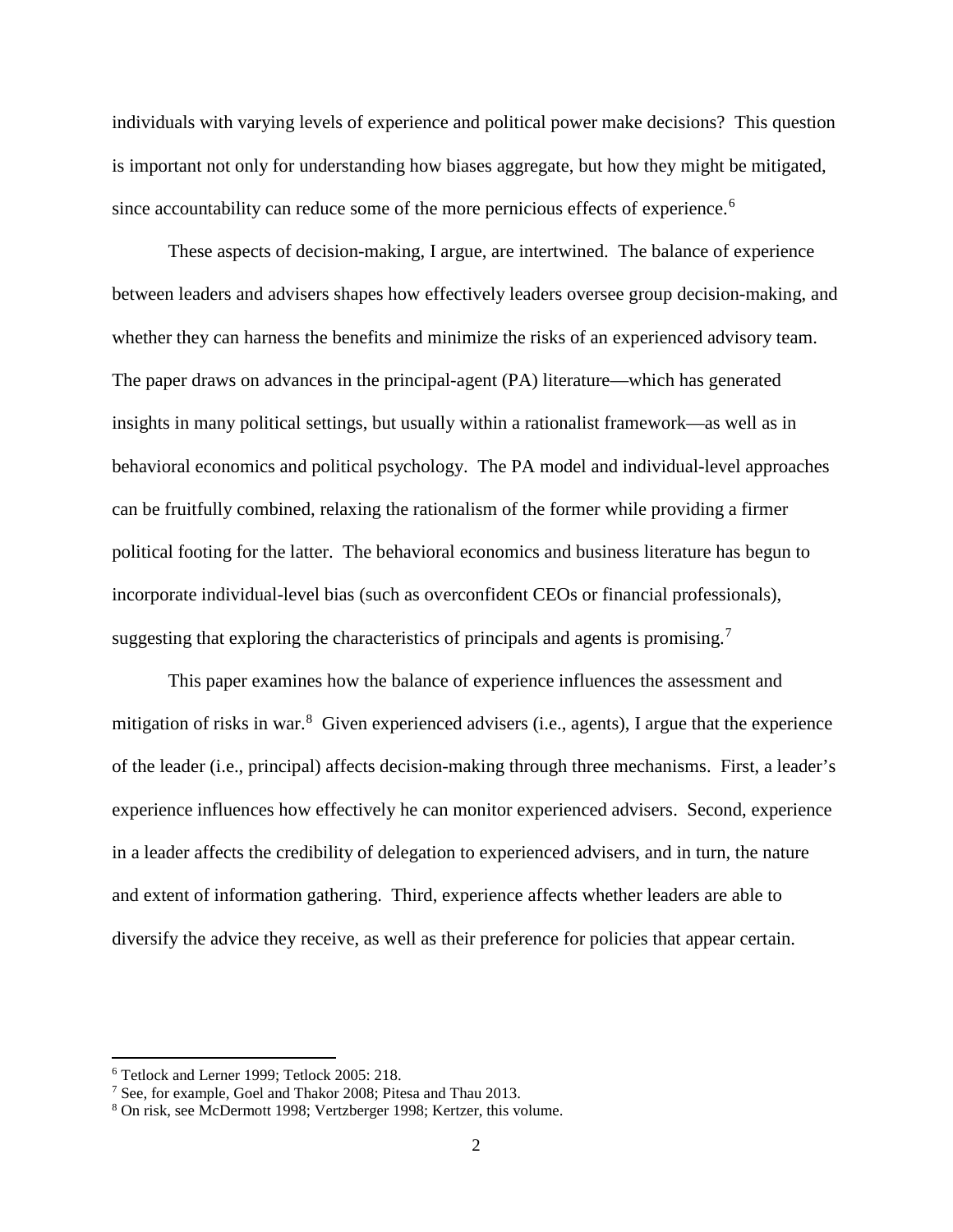individuals with varying levels of experience and political power make decisions? This question is important not only for understanding how biases aggregate, but how they might be mitigated, since accountability can reduce some of the more pernicious effects of experience.[6]

These aspects of decision-making, I argue, are intertwined. The balance of experience between leaders and advisers shapes how effectively leaders oversee group decision-making, and whether they can harness the benefits and minimize the risks of an experienced advisory team. The paper draws on advances in the principal-agent (PA) literature—which has generated insights in many political settings, but usually within a rationalist framework—as well as in behavioral economics and political psychology. The PA model and individual-level approaches can be fruitfully combined, relaxing the rationalism of the former while providing a firmer political footing for the latter. The behavioral economics and business literature has begun to incorporate individual-level bias (such as overconfident CEOs or financial professionals), suggesting that exploring the characteristics of principals and agents is promising.[7]

This paper examines how the balance of experience influences the assessment and mitigation of risks in war.[8] Given experienced advisers (i.e., agents), I argue that the experience of the leader (i.e., principal) affects decision-making through three mechanisms. First, a leader's experience influences how effectively he can monitor experienced advisers. Second, experience in a leader affects the credibility of delegation to experienced advisers, and in turn, the nature and extent of information gathering. Third, experience affects whether leaders are able to diversify the advice they receive, as well as their preference for policies that appear certain.

---

[6] Tetlock and Lerner 1999; Tetlock 2005: 218.

[7] See, for example, Goel and Thakor 2008; Pitesa and Thau 2013.

[8] On risk, see McDermott 1998; Vertzberger 1998; Kertzer, this volume.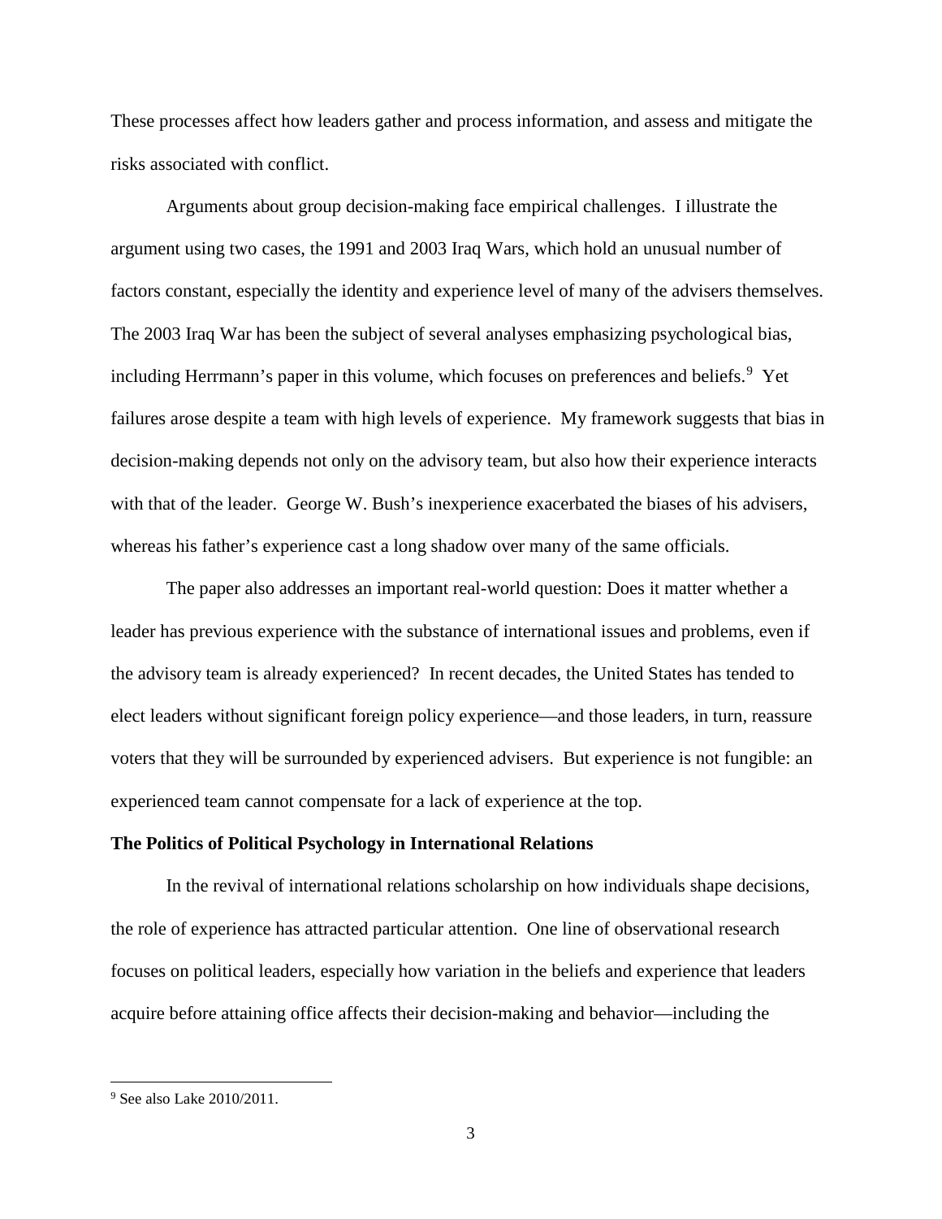These processes affect how leaders gather and process information, and assess and mitigate the risks associated with conflict.

Arguments about group decision-making face empirical challenges. I illustrate the argument using two cases, the 1991 and 2003 Iraq Wars, which hold an unusual number of factors constant, especially the identity and experience level of many of the advisers themselves. The 2003 Iraq War has been the subject of several analyses emphasizing psychological bias, including Herrmann's paper in this volume, which focuses on preferences and beliefs.[9] Yet failures arose despite a team with high levels of experience. My framework suggests that bias in decision-making depends not only on the advisory team, but also how their experience interacts with that of the leader. George W. Bush's inexperience exacerbated the biases of his advisers, whereas his father's experience cast a long shadow over many of the same officials.

The paper also addresses an important real-world question: Does it matter whether a leader has previous experience with the substance of international issues and problems, even if the advisory team is already experienced? In recent decades, the United States has tended to elect leaders without significant foreign policy experience—and those leaders, in turn, reassure voters that they will be surrounded by experienced advisers. But experience is not fungible: an experienced team cannot compensate for a lack of experience at the top.

**The Politics of Political Psychology in International Relations**

In the revival of international relations scholarship on how individuals shape decisions, the role of experience has attracted particular attention. One line of observational research focuses on political leaders, especially how variation in the beliefs and experience that leaders acquire before attaining office affects their decision-making and behavior—including the

[9] See also Lake 2010/2011.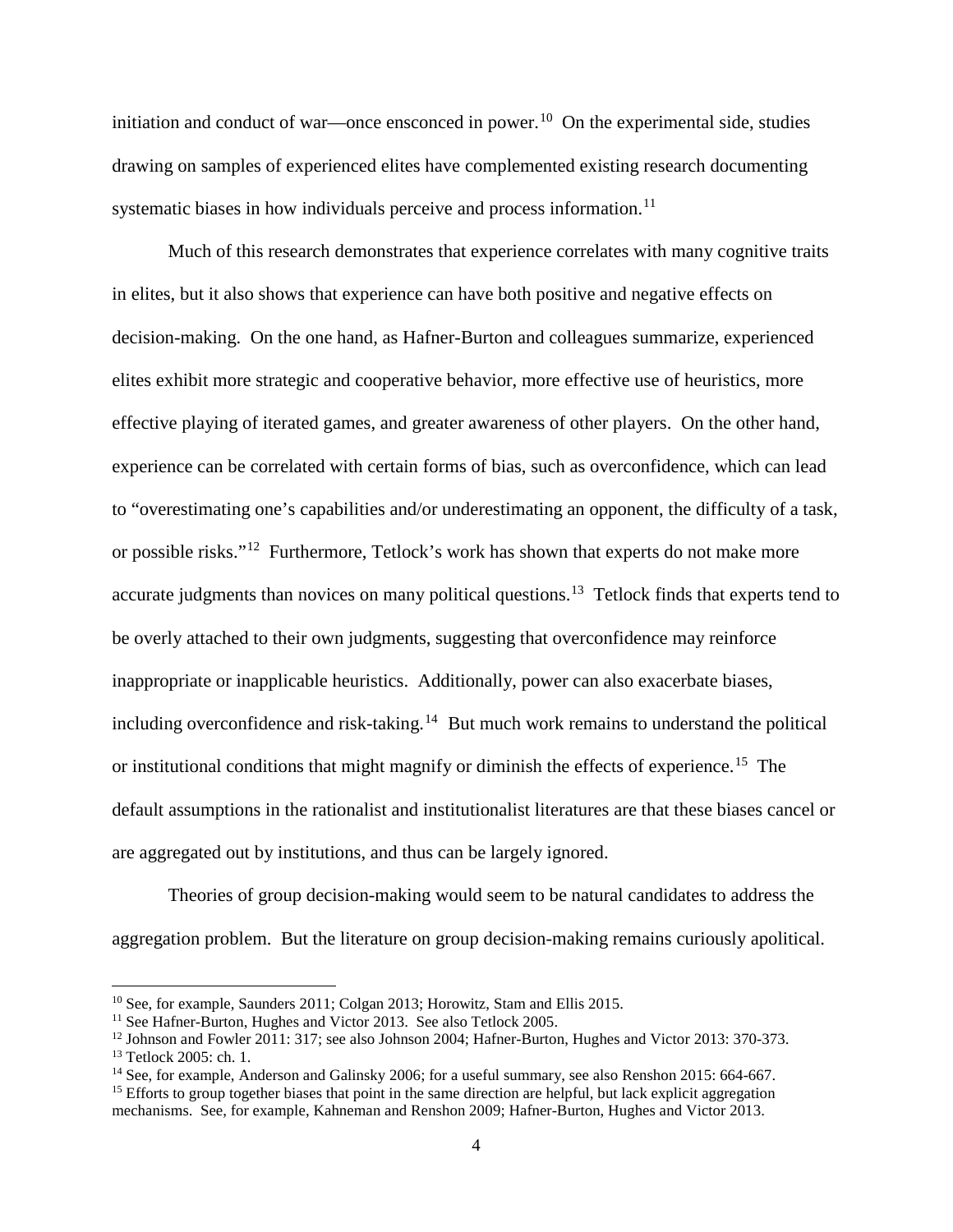initiation and conduct of war—once ensconced in power.[10] On the experimental side, studies drawing on samples of experienced elites have complemented existing research documenting systematic biases in how individuals perceive and process information.[11]

Much of this research demonstrates that experience correlates with many cognitive traits in elites, but it also shows that experience can have both positive and negative effects on decision-making. On the one hand, as Hafner-Burton and colleagues summarize, experienced elites exhibit more strategic and cooperative behavior, more effective use of heuristics, more effective playing of iterated games, and greater awareness of other players. On the other hand, experience can be correlated with certain forms of bias, such as overconfidence, which can lead to "overestimating one's capabilities and/or underestimating an opponent, the difficulty of a task, or possible risks."[12] Furthermore, Tetlock's work has shown that experts do not make more accurate judgments than novices on many political questions.[13] Tetlock finds that experts tend to be overly attached to their own judgments, suggesting that overconfidence may reinforce inappropriate or inapplicable heuristics. Additionally, power can also exacerbate biases, including overconfidence and risk-taking.[14] But much work remains to understand the political or institutional conditions that might magnify or diminish the effects of experience.[15] The default assumptions in the rationalist and institutionalist literatures are that these biases cancel or are aggregated out by institutions, and thus can be largely ignored.

Theories of group decision-making would seem to be natural candidates to address the aggregation problem. But the literature on group decision-making remains curiously apolitical.

---

[10] See, for example, Saunders 2011; Colgan 2013; Horowitz, Stam and Ellis 2015.

[11] See Hafner-Burton, Hughes and Victor 2013. See also Tetlock 2005.

[12] Johnson and Fowler 2011: 317; see also Johnson 2004; Hafner-Burton, Hughes and Victor 2013: 370-373.

[13] Tetlock 2005: ch. 1.

[14] See, for example, Anderson and Galinsky 2006; for a useful summary, see also Renshon 2015: 664-667.

[15] Efforts to group together biases that point in the same direction are helpful, but lack explicit aggregation mechanisms. See, for example, Kahneman and Renshon 2009; Hafner-Burton, Hughes and Victor 2013.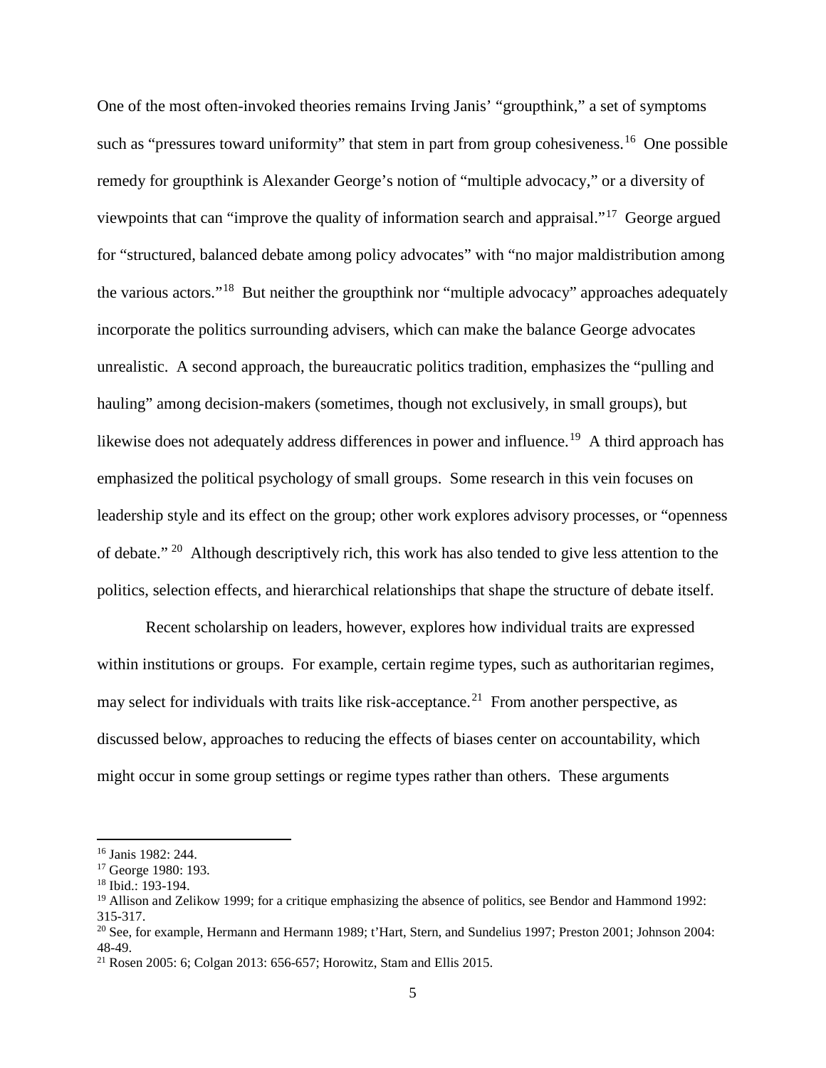One of the most often-invoked theories remains Irving Janis' "groupthink," a set of symptoms such as "pressures toward uniformity" that stem in part from group cohesiveness.[16] One possible remedy for groupthink is Alexander George's notion of "multiple advocacy," or a diversity of viewpoints that can "improve the quality of information search and appraisal."[17] George argued for "structured, balanced debate among policy advocates" with "no major maldistribution among the various actors."[18] But neither the groupthink nor "multiple advocacy" approaches adequately incorporate the politics surrounding advisers, which can make the balance George advocates unrealistic. A second approach, the bureaucratic politics tradition, emphasizes the "pulling and hauling" among decision-makers (sometimes, though not exclusively, in small groups), but likewise does not adequately address differences in power and influence.[19] A third approach has emphasized the political psychology of small groups. Some research in this vein focuses on leadership style and its effect on the group; other work explores advisory processes, or "openness of debate." [20] Although descriptively rich, this work has also tended to give less attention to the politics, selection effects, and hierarchical relationships that shape the structure of debate itself.

Recent scholarship on leaders, however, explores how individual traits are expressed within institutions or groups. For example, certain regime types, such as authoritarian regimes, may select for individuals with traits like risk-acceptance.[21] From another perspective, as discussed below, approaches to reducing the effects of biases center on accountability, which might occur in some group settings or regime types rather than others. These arguments

---

[16] Janis 1982: 244.

[17] George 1980: 193.

[18] Ibid.: 193-194.

[19] Allison and Zelikow 1999; for a critique emphasizing the absence of politics, see Bendor and Hammond 1992: 315-317.

[20] See, for example, Hermann and Hermann 1989; t'Hart, Stern, and Sundelius 1997; Preston 2001; Johnson 2004: 48-49.

[21] Rosen 2005: 6; Colgan 2013: 656-657; Horowitz, Stam and Ellis 2015.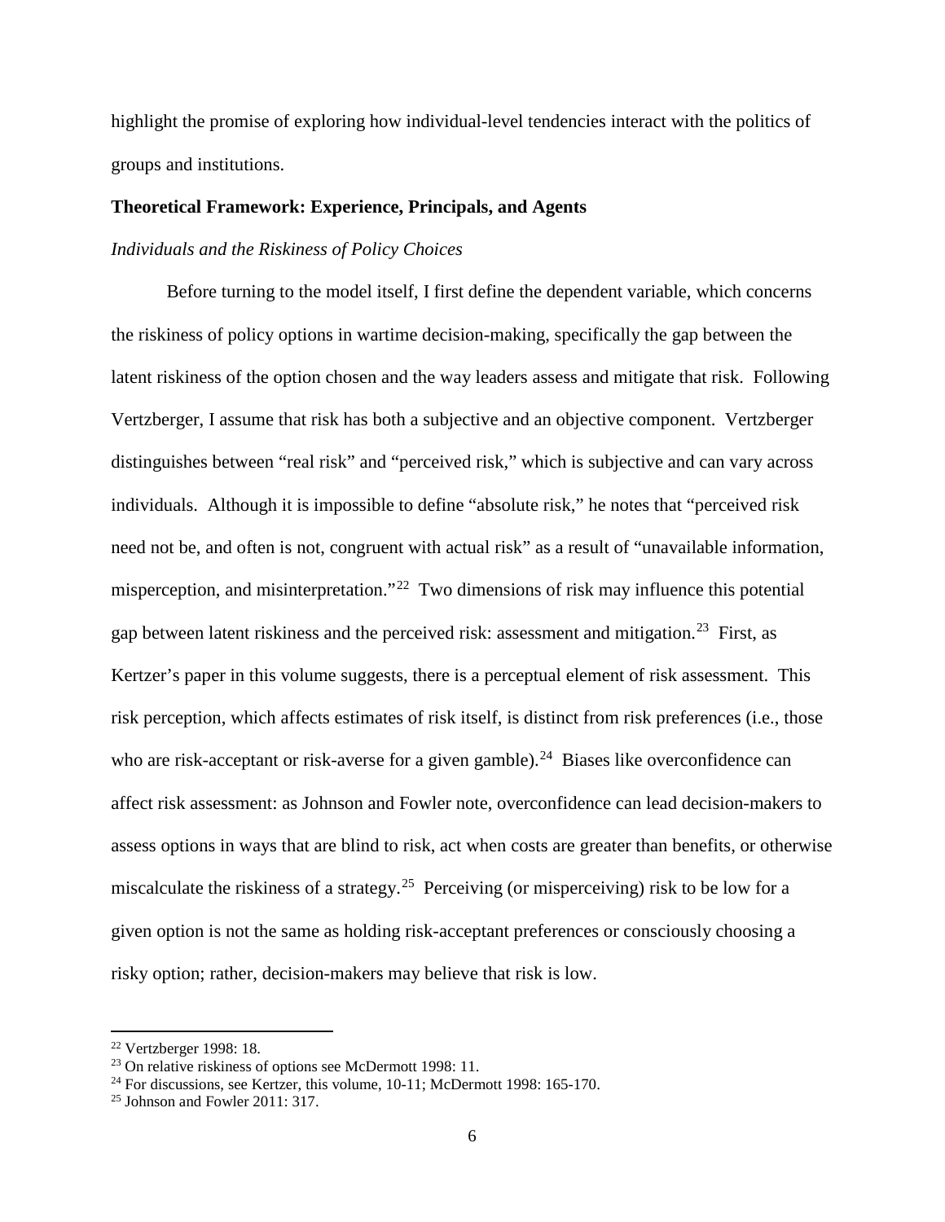highlight the promise of exploring how individual-level tendencies interact with the politics of groups and institutions.

## Theoretical Framework: Experience, Principals, and Agents

### *Individuals and the Riskiness of Policy Choices*

Before turning to the model itself, I first define the dependent variable, which concerns the riskiness of policy options in wartime decision-making, specifically the gap between the latent riskiness of the option chosen and the way leaders assess and mitigate that risk. Following Vertzberger, I assume that risk has both a subjective and an objective component. Vertzberger distinguishes between "real risk" and "perceived risk," which is subjective and can vary across individuals. Although it is impossible to define "absolute risk," he notes that "perceived risk need not be, and often is not, congruent with actual risk" as a result of "unavailable information, misperception, and misinterpretation."[22] Two dimensions of risk may influence this potential gap between latent riskiness and the perceived risk: assessment and mitigation.[23] First, as Kertzer's paper in this volume suggests, there is a perceptual element of risk assessment. This risk perception, which affects estimates of risk itself, is distinct from risk preferences (i.e., those who are risk-acceptant or risk-averse for a given gamble).[24] Biases like overconfidence can affect risk assessment: as Johnson and Fowler note, overconfidence can lead decision-makers to assess options in ways that are blind to risk, act when costs are greater than benefits, or otherwise miscalculate the riskiness of a strategy.[25] Perceiving (or misperceiving) risk to be low for a given option is not the same as holding risk-acceptant preferences or consciously choosing a risky option; rather, decision-makers may believe that risk is low.

[22] Vertzberger 1998: 18.

[23] On relative riskiness of options see McDermott 1998: 11.

[24] For discussions, see Kertzer, this volume, 10-11; McDermott 1998: 165-170.

[25] Johnson and Fowler 2011: 317.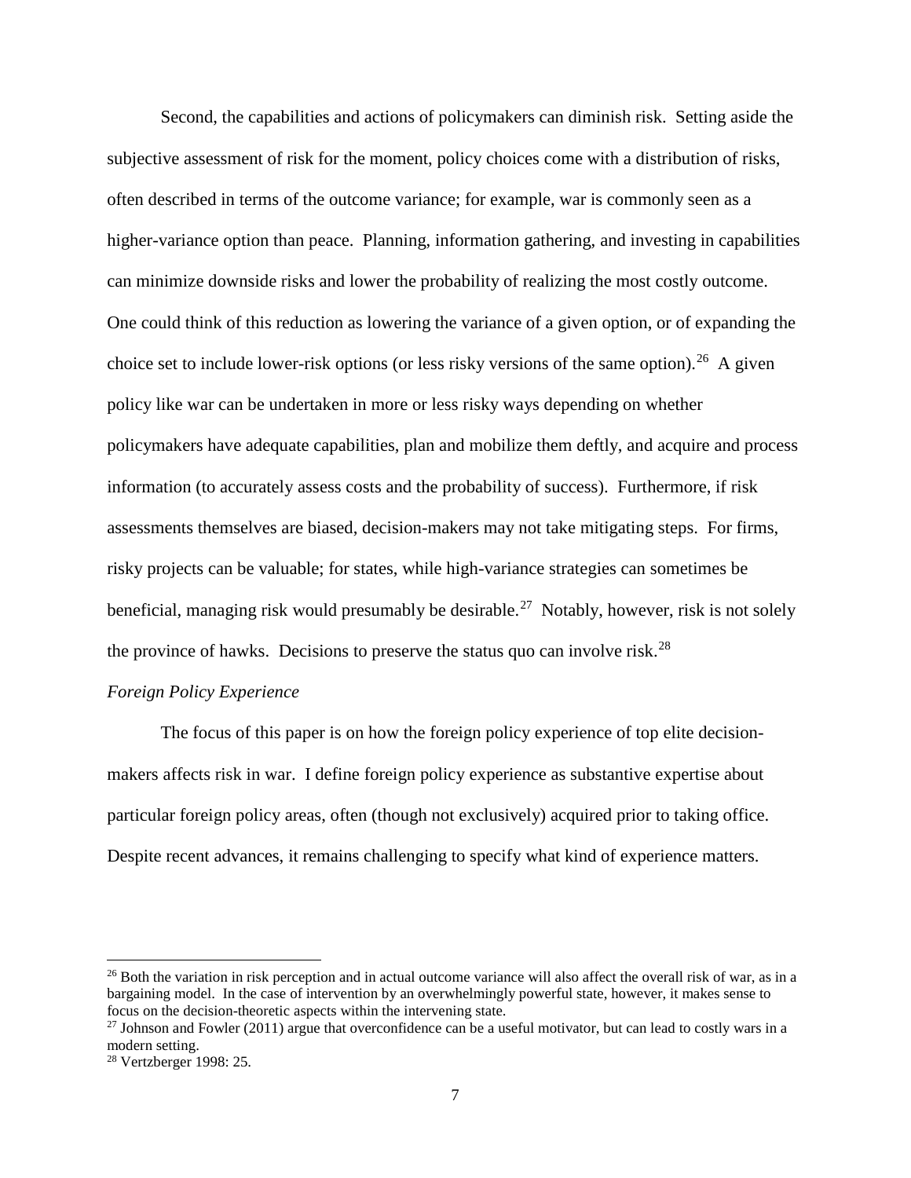Second, the capabilities and actions of policymakers can diminish risk. Setting aside the subjective assessment of risk for the moment, policy choices come with a distribution of risks, often described in terms of the outcome variance; for example, war is commonly seen as a higher-variance option than peace. Planning, information gathering, and investing in capabilities can minimize downside risks and lower the probability of realizing the most costly outcome. One could think of this reduction as lowering the variance of a given option, or of expanding the choice set to include lower-risk options (or less risky versions of the same option).[26] A given policy like war can be undertaken in more or less risky ways depending on whether policymakers have adequate capabilities, plan and mobilize them deftly, and acquire and process information (to accurately assess costs and the probability of success). Furthermore, if risk assessments themselves are biased, decision-makers may not take mitigating steps. For firms, risky projects can be valuable; for states, while high-variance strategies can sometimes be beneficial, managing risk would presumably be desirable.[27] Notably, however, risk is not solely the province of hawks. Decisions to preserve the status quo can involve risk.[28]

*Foreign Policy Experience*

The focus of this paper is on how the foreign policy experience of top elite decision-makers affects risk in war. I define foreign policy experience as substantive expertise about particular foreign policy areas, often (though not exclusively) acquired prior to taking office. Despite recent advances, it remains challenging to specify what kind of experience matters.

---

[26] Both the variation in risk perception and in actual outcome variance will also affect the overall risk of war, as in a bargaining model. In the case of intervention by an overwhelmingly powerful state, however, it makes sense to focus on the decision-theoretic aspects within the intervening state.

[27] Johnson and Fowler (2011) argue that overconfidence can be a useful motivator, but can lead to costly wars in a modern setting.

[28] Vertzberger 1998: 25.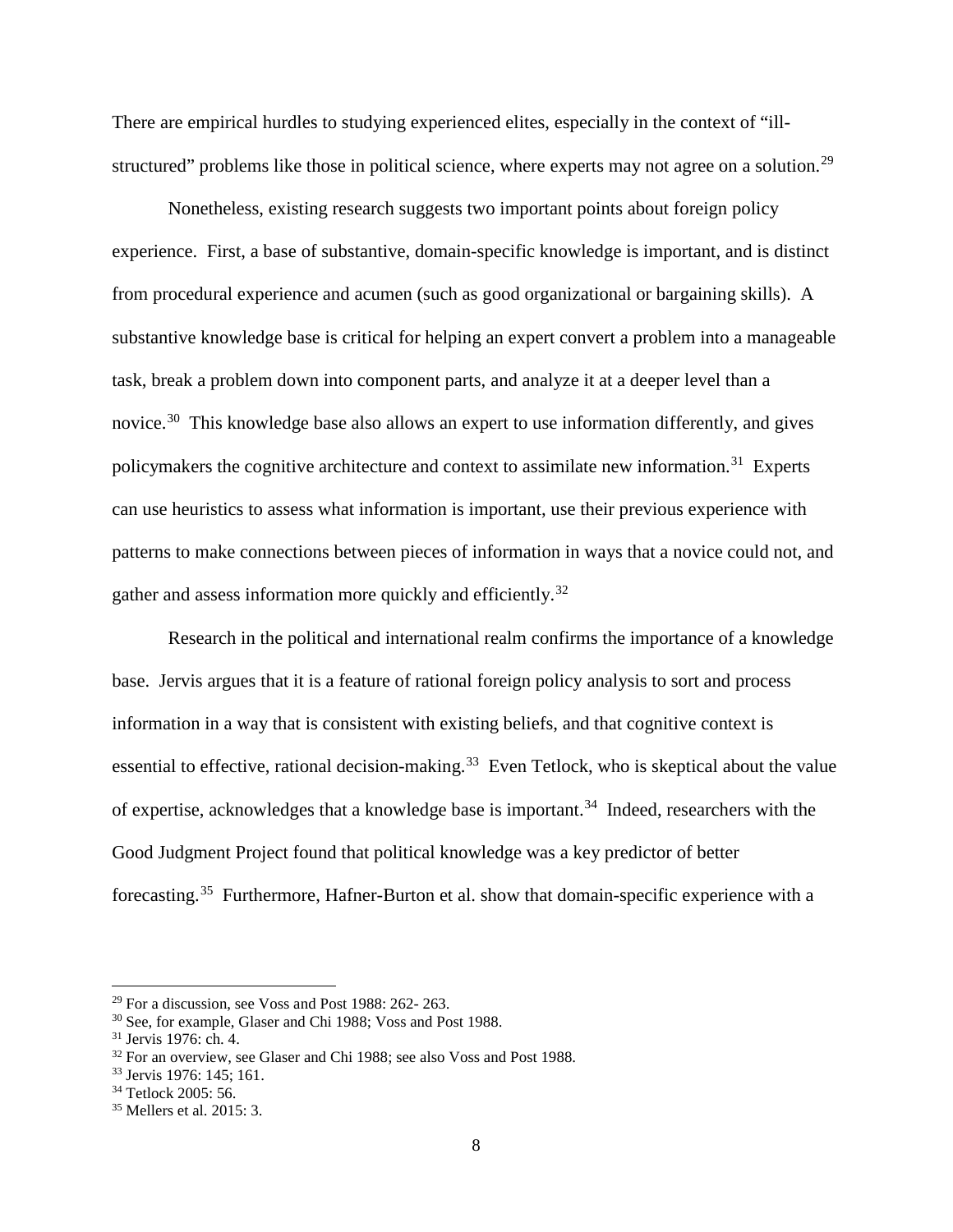There are empirical hurdles to studying experienced elites, especially in the context of "ill-structured" problems like those in political science, where experts may not agree on a solution.[29]

Nonetheless, existing research suggests two important points about foreign policy experience. First, a base of substantive, domain-specific knowledge is important, and is distinct from procedural experience and acumen (such as good organizational or bargaining skills). A substantive knowledge base is critical for helping an expert convert a problem into a manageable task, break a problem down into component parts, and analyze it at a deeper level than a novice.[30] This knowledge base also allows an expert to use information differently, and gives policymakers the cognitive architecture and context to assimilate new information.[31] Experts can use heuristics to assess what information is important, use their previous experience with patterns to make connections between pieces of information in ways that a novice could not, and gather and assess information more quickly and efficiently.[32]

Research in the political and international realm confirms the importance of a knowledge base. Jervis argues that it is a feature of rational foreign policy analysis to sort and process information in a way that is consistent with existing beliefs, and that cognitive context is essential to effective, rational decision-making.[33] Even Tetlock, who is skeptical about the value of expertise, acknowledges that a knowledge base is important.[34] Indeed, researchers with the Good Judgment Project found that political knowledge was a key predictor of better forecasting.[35] Furthermore, Hafner-Burton et al. show that domain-specific experience with a

---

[29] For a discussion, see Voss and Post 1988: 262- 263.

[30] See, for example, Glaser and Chi 1988; Voss and Post 1988.

[31] Jervis 1976: ch. 4.

[32] For an overview, see Glaser and Chi 1988; see also Voss and Post 1988.

[33] Jervis 1976: 145; 161.

[34] Tetlock 2005: 56.

[35] Mellers et al. 2015: 3.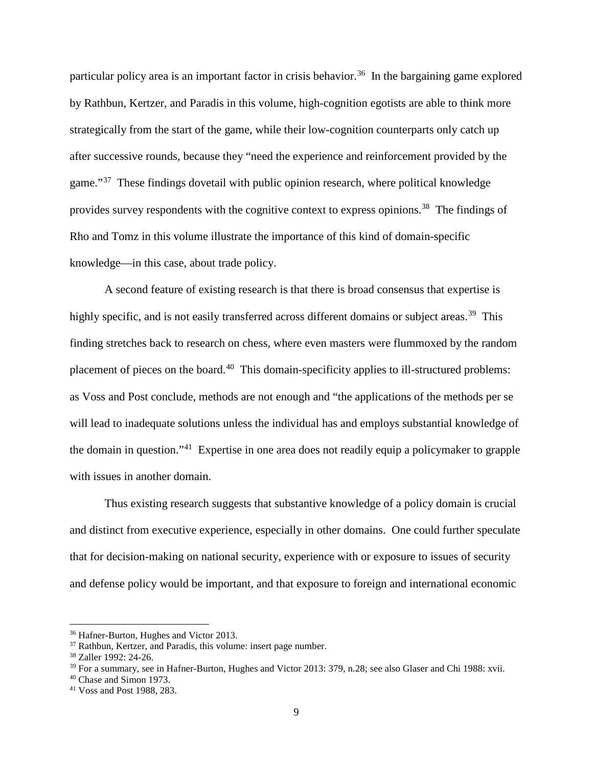particular policy area is an important factor in crisis behavior.[36] In the bargaining game explored by Rathbun, Kertzer, and Paradis in this volume, high-cognition egotists are able to think more strategically from the start of the game, while their low-cognition counterparts only catch up after successive rounds, because they "need the experience and reinforcement provided by the game."[37] These findings dovetail with public opinion research, where political knowledge provides survey respondents with the cognitive context to express opinions.[38] The findings of Rho and Tomz in this volume illustrate the importance of this kind of domain-specific knowledge—in this case, about trade policy.

A second feature of existing research is that there is broad consensus that expertise is highly specific, and is not easily transferred across different domains or subject areas.[39] This finding stretches back to research on chess, where even masters were flummoxed by the random placement of pieces on the board.[40] This domain-specificity applies to ill-structured problems: as Voss and Post conclude, methods are not enough and "the applications of the methods per se will lead to inadequate solutions unless the individual has and employs substantial knowledge of the domain in question."[41] Expertise in one area does not readily equip a policymaker to grapple with issues in another domain.

Thus existing research suggests that substantive knowledge of a policy domain is crucial and distinct from executive experience, especially in other domains. One could further speculate that for decision-making on national security, experience with or exposure to issues of security and defense policy would be important, and that exposure to foreign and international economic

---

[36] Hafner-Burton, Hughes and Victor 2013.

[37] Rathbun, Kertzer, and Paradis, this volume: insert page number.

[38] Zaller 1992: 24-26.

[39] For a summary, see in Hafner-Burton, Hughes and Victor 2013: 379, n.28; see also Glaser and Chi 1988: xvii.

[40] Chase and Simon 1973.

[41] Voss and Post 1988, 283.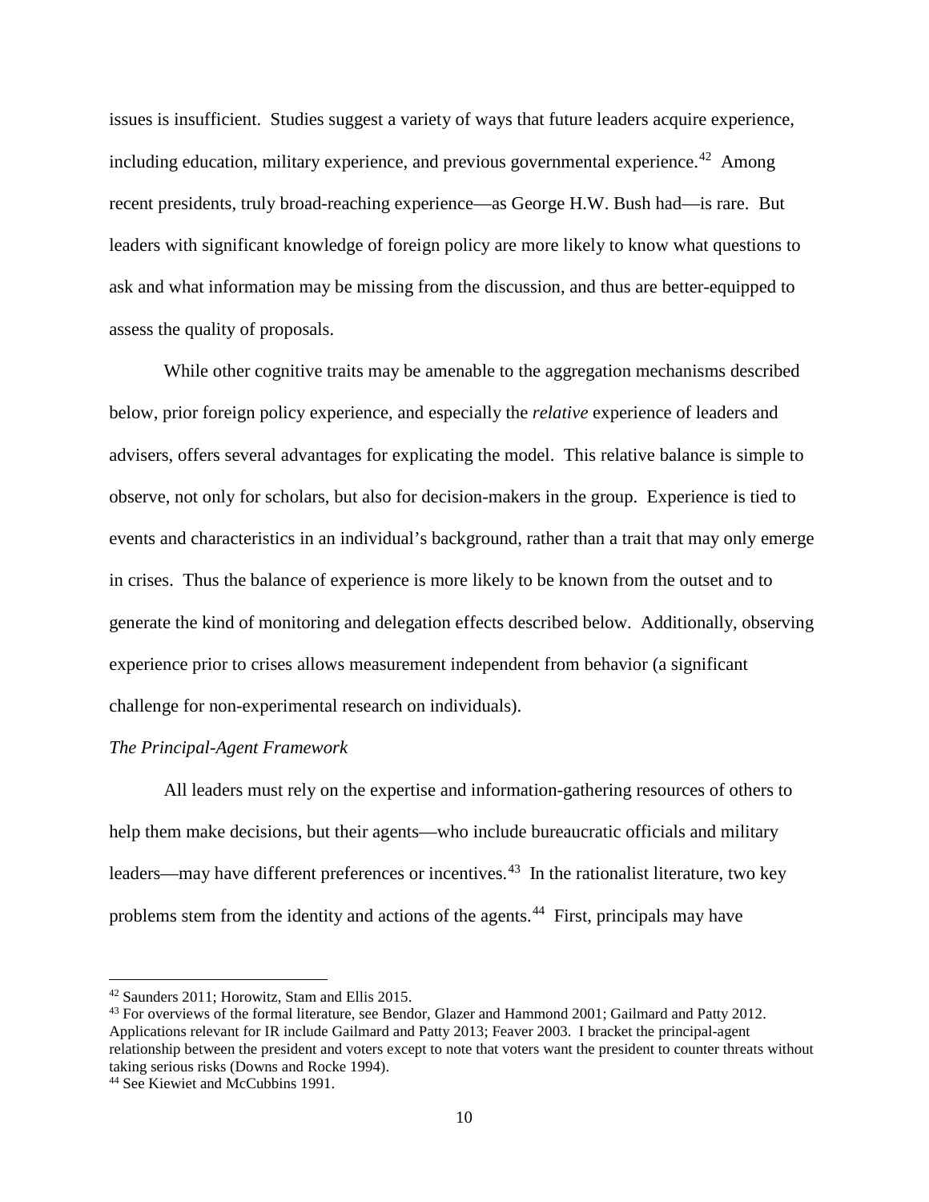issues is insufficient. Studies suggest a variety of ways that future leaders acquire experience, including education, military experience, and previous governmental experience.[42] Among recent presidents, truly broad-reaching experience—as George H.W. Bush had—is rare. But leaders with significant knowledge of foreign policy are more likely to know what questions to ask and what information may be missing from the discussion, and thus are better-equipped to assess the quality of proposals.

While other cognitive traits may be amenable to the aggregation mechanisms described below, prior foreign policy experience, and especially the *relative* experience of leaders and advisers, offers several advantages for explicating the model. This relative balance is simple to observe, not only for scholars, but also for decision-makers in the group. Experience is tied to events and characteristics in an individual's background, rather than a trait that may only emerge in crises. Thus the balance of experience is more likely to be known from the outset and to generate the kind of monitoring and delegation effects described below. Additionally, observing experience prior to crises allows measurement independent from behavior (a significant challenge for non-experimental research on individuals).

*The Principal-Agent Framework*

All leaders must rely on the expertise and information-gathering resources of others to help them make decisions, but their agents—who include bureaucratic officials and military leaders—may have different preferences or incentives.[43] In the rationalist literature, two key problems stem from the identity and actions of the agents.[44] First, principals may have

[42] Saunders 2011; Horowitz, Stam and Ellis 2015.

[43] For overviews of the formal literature, see Bendor, Glazer and Hammond 2001; Gailmard and Patty 2012. Applications relevant for IR include Gailmard and Patty 2013; Feaver 2003. I bracket the principal-agent relationship between the president and voters except to note that voters want the president to counter threats without taking serious risks (Downs and Rocke 1994).

[44] See Kiewiet and McCubbins 1991.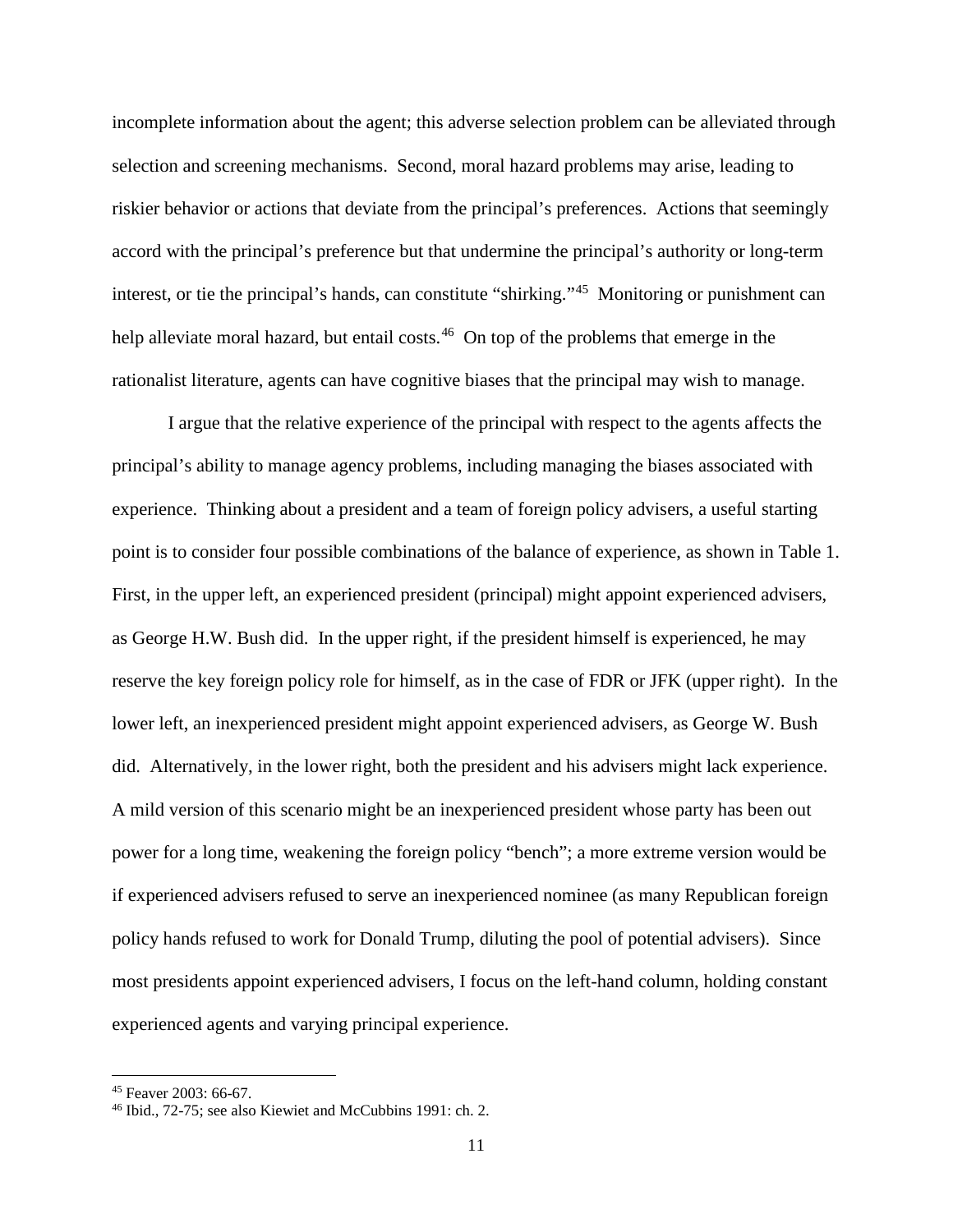incomplete information about the agent; this adverse selection problem can be alleviated through selection and screening mechanisms. Second, moral hazard problems may arise, leading to riskier behavior or actions that deviate from the principal's preferences. Actions that seemingly accord with the principal's preference but that undermine the principal's authority or long-term interest, or tie the principal's hands, can constitute "shirking."[45] Monitoring or punishment can help alleviate moral hazard, but entail costs.[46] On top of the problems that emerge in the rationalist literature, agents can have cognitive biases that the principal may wish to manage.

I argue that the relative experience of the principal with respect to the agents affects the principal's ability to manage agency problems, including managing the biases associated with experience. Thinking about a president and a team of foreign policy advisers, a useful starting point is to consider four possible combinations of the balance of experience, as shown in Table 1. First, in the upper left, an experienced president (principal) might appoint experienced advisers, as George H.W. Bush did. In the upper right, if the president himself is experienced, he may reserve the key foreign policy role for himself, as in the case of FDR or JFK (upper right). In the lower left, an inexperienced president might appoint experienced advisers, as George W. Bush did. Alternatively, in the lower right, both the president and his advisers might lack experience. A mild version of this scenario might be an inexperienced president whose party has been out power for a long time, weakening the foreign policy "bench"; a more extreme version would be if experienced advisers refused to serve an inexperienced nominee (as many Republican foreign policy hands refused to work for Donald Trump, diluting the pool of potential advisers). Since most presidents appoint experienced advisers, I focus on the left-hand column, holding constant experienced agents and varying principal experience.

[45] Feaver 2003: 66-67.

[46] Ibid., 72-75; see also Kiewiet and McCubbins 1991: ch. 2.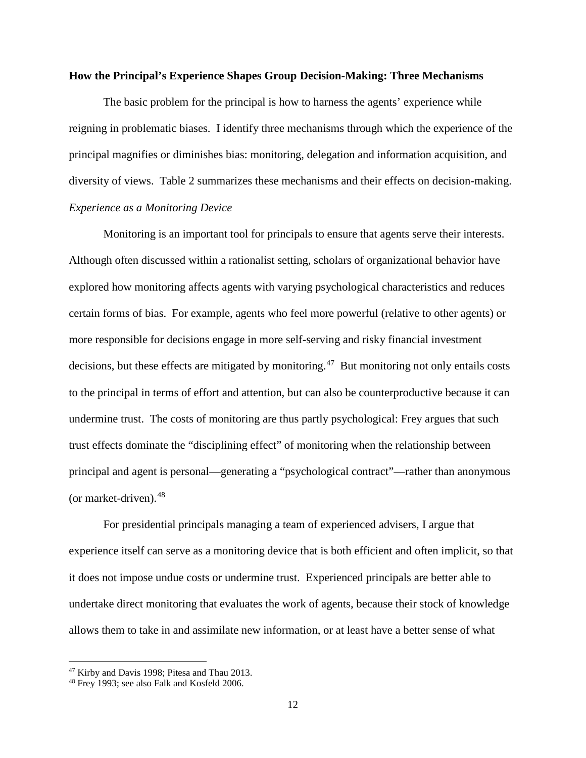## How the Principal's Experience Shapes Group Decision-Making: Three Mechanisms

The basic problem for the principal is how to harness the agents' experience while reigning in problematic biases. I identify three mechanisms through which the experience of the principal magnifies or diminishes bias: monitoring, delegation and information acquisition, and diversity of views. Table 2 summarizes these mechanisms and their effects on decision-making.

### *Experience as a Monitoring Device*

Monitoring is an important tool for principals to ensure that agents serve their interests. Although often discussed within a rationalist setting, scholars of organizational behavior have explored how monitoring affects agents with varying psychological characteristics and reduces certain forms of bias. For example, agents who feel more powerful (relative to other agents) or more responsible for decisions engage in more self-serving and risky financial investment decisions, but these effects are mitigated by monitoring.[47] But monitoring not only entails costs to the principal in terms of effort and attention, but can also be counterproductive because it can undermine trust. The costs of monitoring are thus partly psychological: Frey argues that such trust effects dominate the "disciplining effect" of monitoring when the relationship between principal and agent is personal—generating a "psychological contract"—rather than anonymous (or market-driven).[48]

For presidential principals managing a team of experienced advisers, I argue that experience itself can serve as a monitoring device that is both efficient and often implicit, so that it does not impose undue costs or undermine trust. Experienced principals are better able to undertake direct monitoring that evaluates the work of agents, because their stock of knowledge allows them to take in and assimilate new information, or at least have a better sense of what

---

[47] Kirby and Davis 1998; Pitesa and Thau 2013.

[48] Frey 1993; see also Falk and Kosfeld 2006.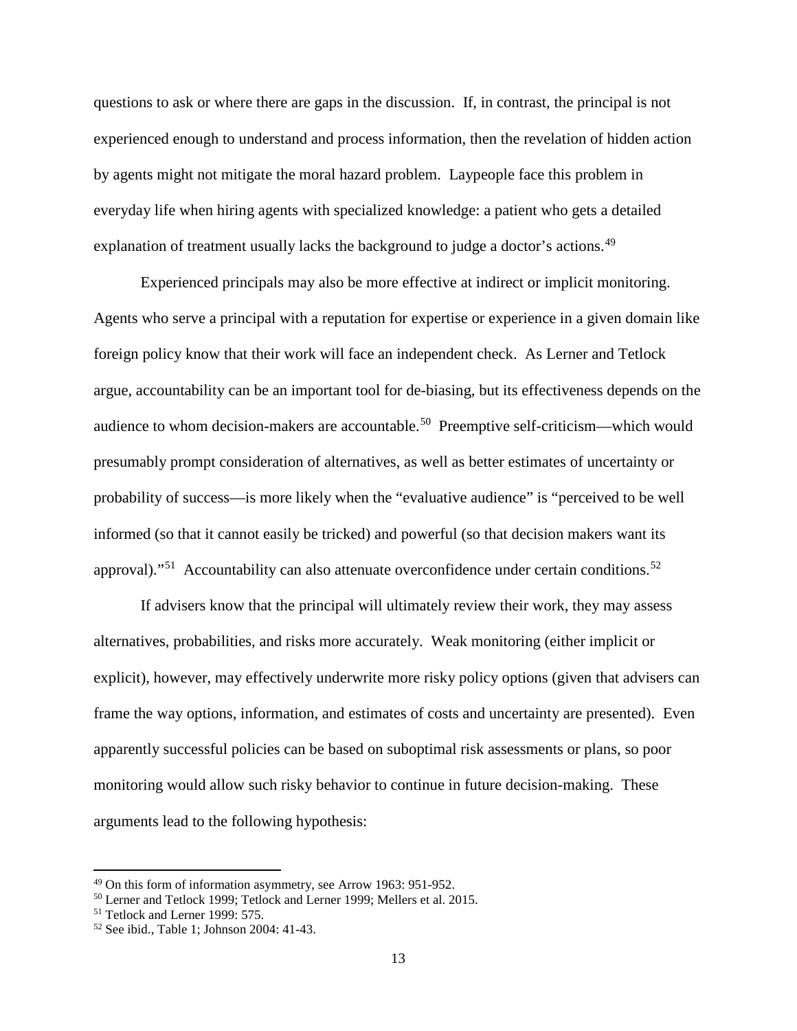questions to ask or where there are gaps in the discussion. If, in contrast, the principal is not experienced enough to understand and process information, then the revelation of hidden action by agents might not mitigate the moral hazard problem. Laypeople face this problem in everyday life when hiring agents with specialized knowledge: a patient who gets a detailed explanation of treatment usually lacks the background to judge a doctor's actions.[49]

Experienced principals may also be more effective at indirect or implicit monitoring. Agents who serve a principal with a reputation for expertise or experience in a given domain like foreign policy know that their work will face an independent check. As Lerner and Tetlock argue, accountability can be an important tool for de-biasing, but its effectiveness depends on the audience to whom decision-makers are accountable.[50] Preemptive self-criticism—which would presumably prompt consideration of alternatives, as well as better estimates of uncertainty or probability of success—is more likely when the "evaluative audience" is "perceived to be well informed (so that it cannot easily be tricked) and powerful (so that decision makers want its approval)."[51] Accountability can also attenuate overconfidence under certain conditions.[52]

If advisers know that the principal will ultimately review their work, they may assess alternatives, probabilities, and risks more accurately. Weak monitoring (either implicit or explicit), however, may effectively underwrite more risky policy options (given that advisers can frame the way options, information, and estimates of costs and uncertainty are presented). Even apparently successful policies can be based on suboptimal risk assessments or plans, so poor monitoring would allow such risky behavior to continue in future decision-making. These arguments lead to the following hypothesis:

---

[49] On this form of information asymmetry, see Arrow 1963: 951-952.

[50] Lerner and Tetlock 1999; Tetlock and Lerner 1999; Mellers et al. 2015.

[51] Tetlock and Lerner 1999: 575.

[52] See ibid., Table 1; Johnson 2004: 41-43.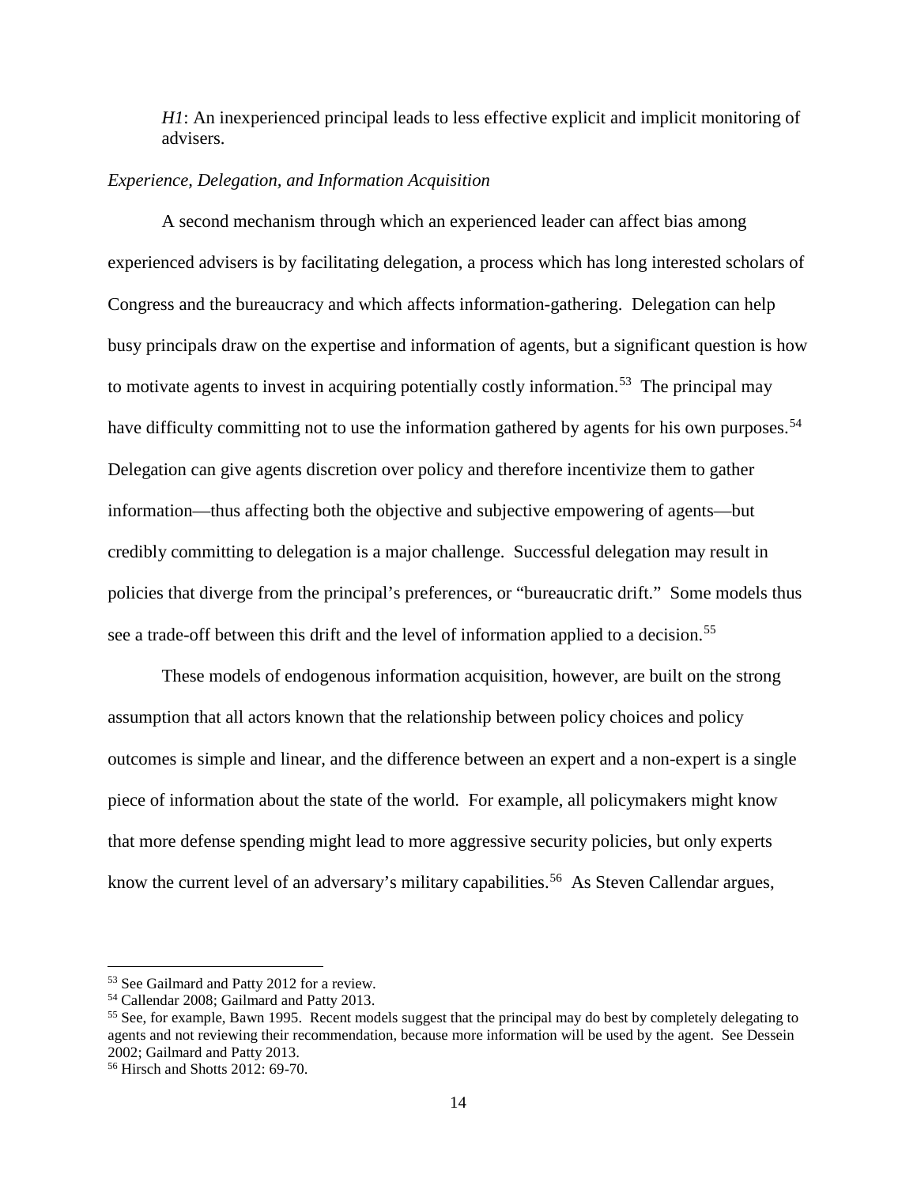*H1*: An inexperienced principal leads to less effective explicit and implicit monitoring of advisers.

*Experience, Delegation, and Information Acquisition*

A second mechanism through which an experienced leader can affect bias among experienced advisers is by facilitating delegation, a process which has long interested scholars of Congress and the bureaucracy and which affects information-gathering. Delegation can help busy principals draw on the expertise and information of agents, but a significant question is how to motivate agents to invest in acquiring potentially costly information.[53] The principal may have difficulty committing not to use the information gathered by agents for his own purposes.[54] Delegation can give agents discretion over policy and therefore incentivize them to gather information—thus affecting both the objective and subjective empowering of agents—but credibly committing to delegation is a major challenge. Successful delegation may result in policies that diverge from the principal's preferences, or "bureaucratic drift." Some models thus see a trade-off between this drift and the level of information applied to a decision.[55]

These models of endogenous information acquisition, however, are built on the strong assumption that all actors known that the relationship between policy choices and policy outcomes is simple and linear, and the difference between an expert and a non-expert is a single piece of information about the state of the world. For example, all policymakers might know that more defense spending might lead to more aggressive security policies, but only experts know the current level of an adversary's military capabilities.[56] As Steven Callendar argues,

---

[53] See Gailmard and Patty 2012 for a review.

[54] Callendar 2008; Gailmard and Patty 2013.

[55] See, for example, Bawn 1995. Recent models suggest that the principal may do best by completely delegating to agents and not reviewing their recommendation, because more information will be used by the agent. See Dessein 2002; Gailmard and Patty 2013.

[56] Hirsch and Shotts 2012: 69-70.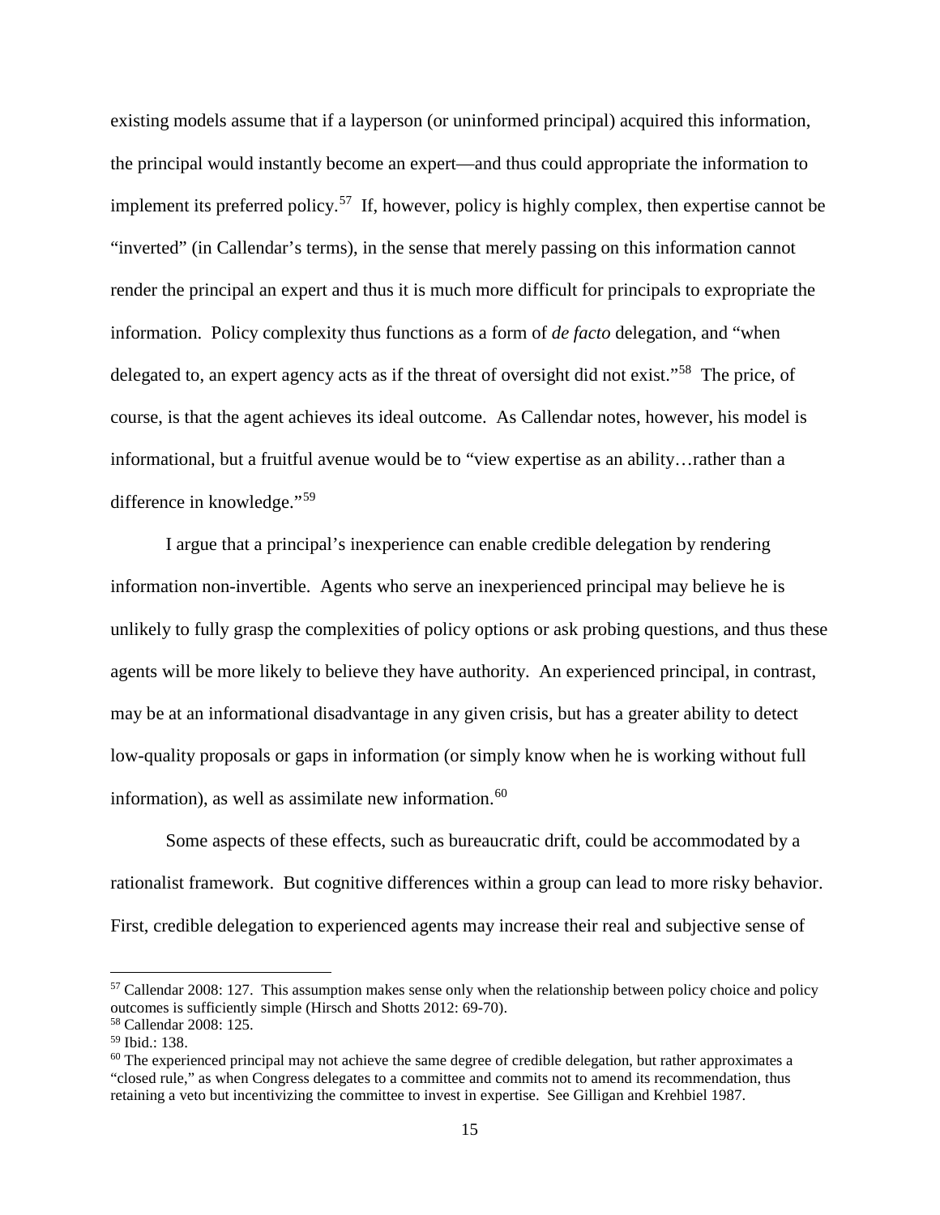existing models assume that if a layperson (or uninformed principal) acquired this information, the principal would instantly become an expert—and thus could appropriate the information to implement its preferred policy.[57] If, however, policy is highly complex, then expertise cannot be "inverted" (in Callendar's terms), in the sense that merely passing on this information cannot render the principal an expert and thus it is much more difficult for principals to expropriate the information. Policy complexity thus functions as a form of *de facto* delegation, and "when delegated to, an expert agency acts as if the threat of oversight did not exist."[58] The price, of course, is that the agent achieves its ideal outcome. As Callendar notes, however, his model is informational, but a fruitful avenue would be to "view expertise as an ability…rather than a difference in knowledge."[59]

I argue that a principal's inexperience can enable credible delegation by rendering information non-invertible. Agents who serve an inexperienced principal may believe he is unlikely to fully grasp the complexities of policy options or ask probing questions, and thus these agents will be more likely to believe they have authority. An experienced principal, in contrast, may be at an informational disadvantage in any given crisis, but has a greater ability to detect low-quality proposals or gaps in information (or simply know when he is working without full information), as well as assimilate new information.[60]

Some aspects of these effects, such as bureaucratic drift, could be accommodated by a rationalist framework. But cognitive differences within a group can lead to more risky behavior. First, credible delegation to experienced agents may increase their real and subjective sense of

---

[57] Callendar 2008: 127. This assumption makes sense only when the relationship between policy choice and policy outcomes is sufficiently simple (Hirsch and Shotts 2012: 69-70).

[58] Callendar 2008: 125.

[59] Ibid.: 138.

[60] The experienced principal may not achieve the same degree of credible delegation, but rather approximates a "closed rule," as when Congress delegates to a committee and commits not to amend its recommendation, thus retaining a veto but incentivizing the committee to invest in expertise. See Gilligan and Krehbiel 1987.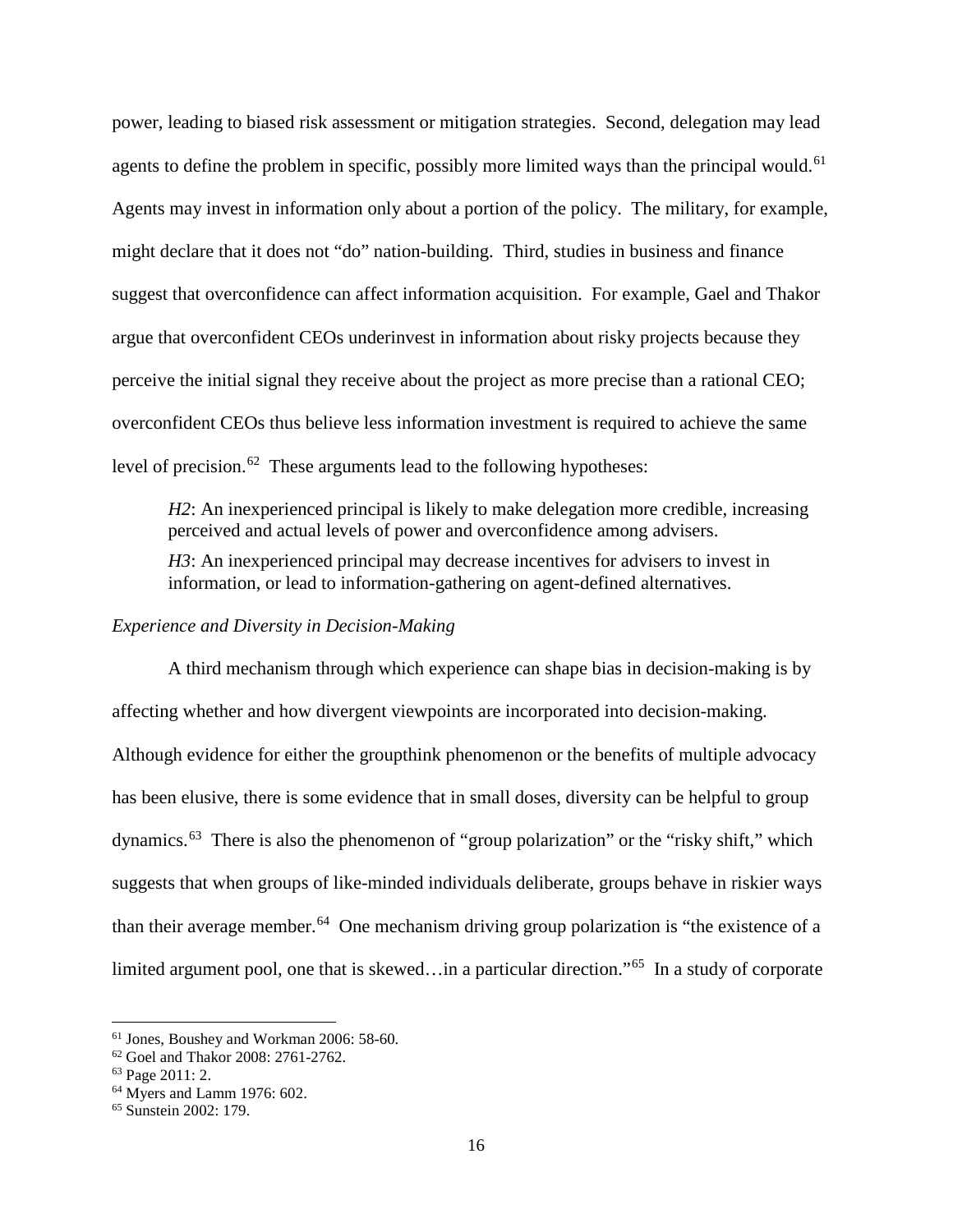power, leading to biased risk assessment or mitigation strategies. Second, delegation may lead agents to define the problem in specific, possibly more limited ways than the principal would.[61] Agents may invest in information only about a portion of the policy. The military, for example, might declare that it does not "do" nation-building. Third, studies in business and finance suggest that overconfidence can affect information acquisition. For example, Gael and Thakor argue that overconfident CEOs underinvest in information about risky projects because they perceive the initial signal they receive about the project as more precise than a rational CEO; overconfident CEOs thus believe less information investment is required to achieve the same level of precision.[62] These arguments lead to the following hypotheses:

> *H2*: An inexperienced principal is likely to make delegation more credible, increasing perceived and actual levels of power and overconfidence among advisers.
>
> *H3*: An inexperienced principal may decrease incentives for advisers to invest in information, or lead to information-gathering on agent-defined alternatives.

*Experience and Diversity in Decision-Making*

A third mechanism through which experience can shape bias in decision-making is by affecting whether and how divergent viewpoints are incorporated into decision-making. Although evidence for either the groupthink phenomenon or the benefits of multiple advocacy has been elusive, there is some evidence that in small doses, diversity can be helpful to group dynamics.[63] There is also the phenomenon of "group polarization" or the "risky shift," which suggests that when groups of like-minded individuals deliberate, groups behave in riskier ways than their average member.[64] One mechanism driving group polarization is "the existence of a limited argument pool, one that is skewed…in a particular direction."[65] In a study of corporate

[61] Jones, Boushey and Workman 2006: 58-60.

[62] Goel and Thakor 2008: 2761-2762.

[63] Page 2011: 2.

[64] Myers and Lamm 1976: 602.

[65] Sunstein 2002: 179.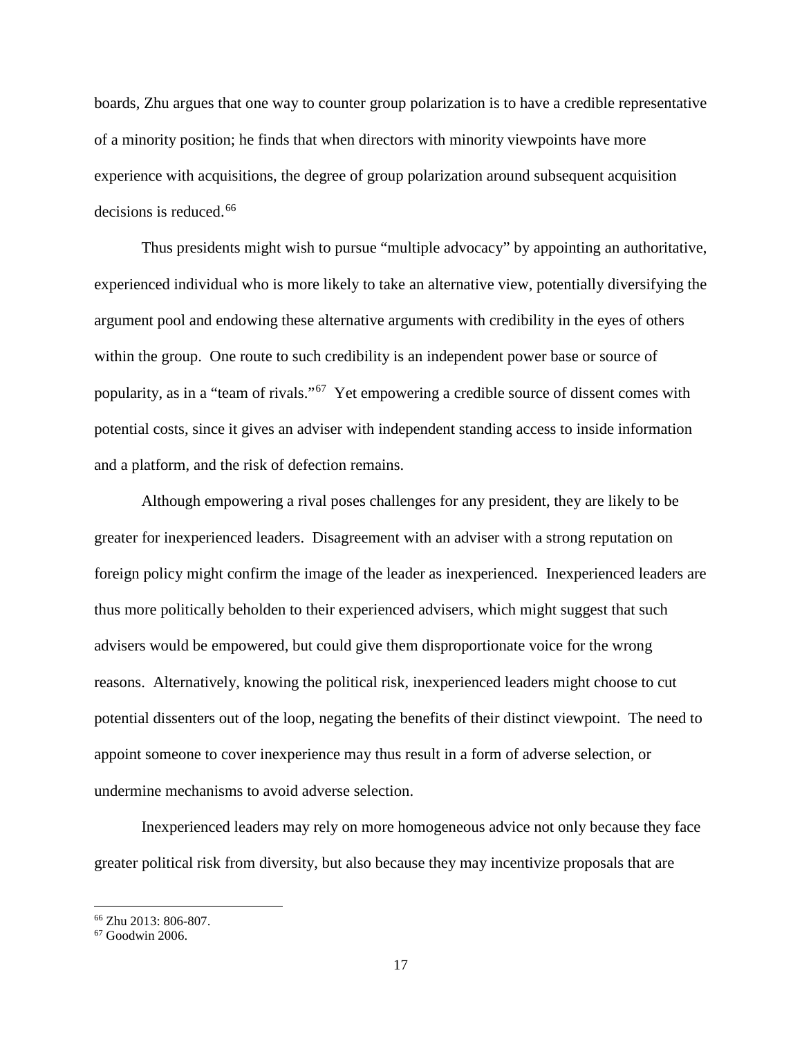boards, Zhu argues that one way to counter group polarization is to have a credible representative of a minority position; he finds that when directors with minority viewpoints have more experience with acquisitions, the degree of group polarization around subsequent acquisition decisions is reduced.[66]

Thus presidents might wish to pursue "multiple advocacy" by appointing an authoritative, experienced individual who is more likely to take an alternative view, potentially diversifying the argument pool and endowing these alternative arguments with credibility in the eyes of others within the group. One route to such credibility is an independent power base or source of popularity, as in a "team of rivals."[67] Yet empowering a credible source of dissent comes with potential costs, since it gives an adviser with independent standing access to inside information and a platform, and the risk of defection remains.

Although empowering a rival poses challenges for any president, they are likely to be greater for inexperienced leaders. Disagreement with an adviser with a strong reputation on foreign policy might confirm the image of the leader as inexperienced. Inexperienced leaders are thus more politically beholden to their experienced advisers, which might suggest that such advisers would be empowered, but could give them disproportionate voice for the wrong reasons. Alternatively, knowing the political risk, inexperienced leaders might choose to cut potential dissenters out of the loop, negating the benefits of their distinct viewpoint. The need to appoint someone to cover inexperience may thus result in a form of adverse selection, or undermine mechanisms to avoid adverse selection.

Inexperienced leaders may rely on more homogeneous advice not only because they face greater political risk from diversity, but also because they may incentivize proposals that are

---

[66] Zhu 2013: 806-807.

[67] Goodwin 2006.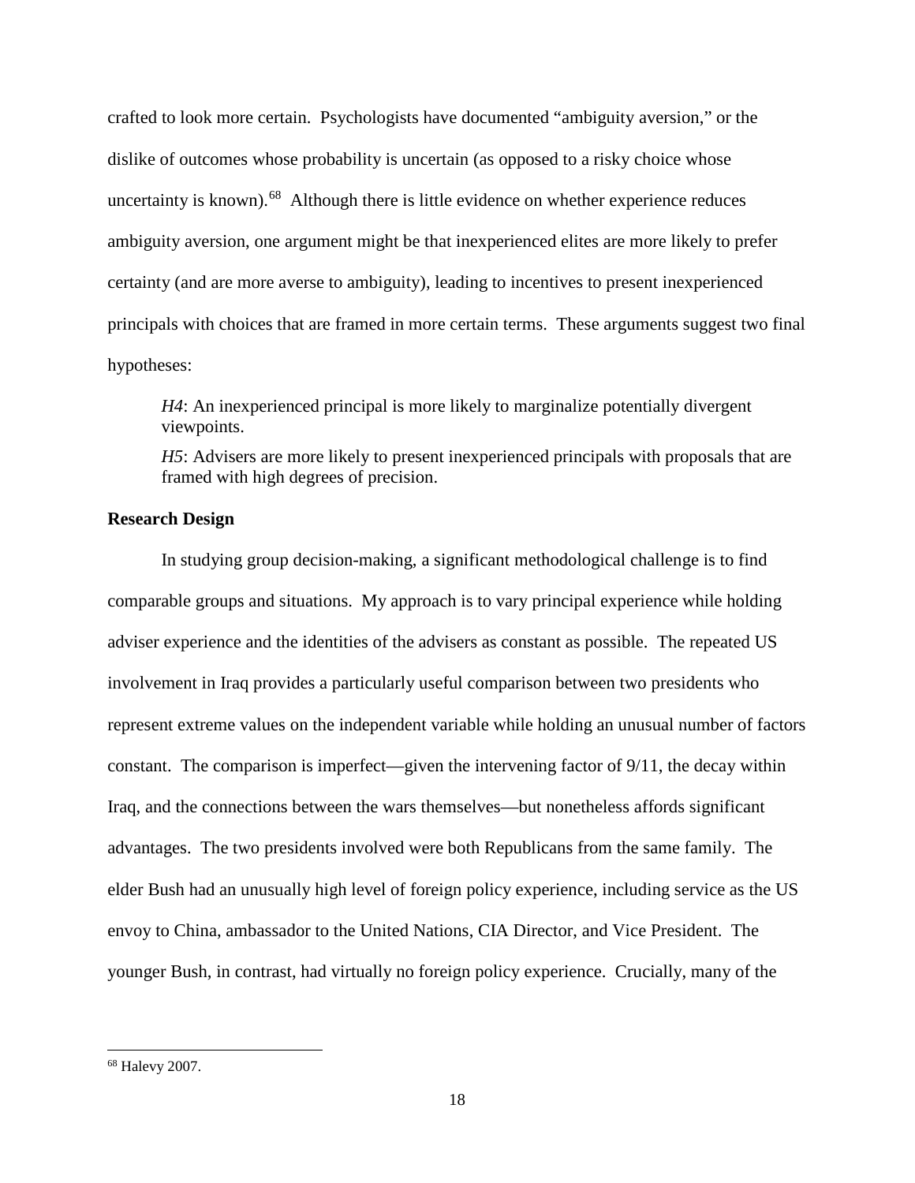crafted to look more certain. Psychologists have documented "ambiguity aversion," or the dislike of outcomes whose probability is uncertain (as opposed to a risky choice whose uncertainty is known).[68] Although there is little evidence on whether experience reduces ambiguity aversion, one argument might be that inexperienced elites are more likely to prefer certainty (and are more averse to ambiguity), leading to incentives to present inexperienced principals with choices that are framed in more certain terms. These arguments suggest two final hypotheses:

> *H4*: An inexperienced principal is more likely to marginalize potentially divergent viewpoints.
>
> *H5*: Advisers are more likely to present inexperienced principals with proposals that are framed with high degrees of precision.

**Research Design**

In studying group decision-making, a significant methodological challenge is to find comparable groups and situations. My approach is to vary principal experience while holding adviser experience and the identities of the advisers as constant as possible. The repeated US involvement in Iraq provides a particularly useful comparison between two presidents who represent extreme values on the independent variable while holding an unusual number of factors constant. The comparison is imperfect—given the intervening factor of 9/11, the decay within Iraq, and the connections between the wars themselves—but nonetheless affords significant advantages. The two presidents involved were both Republicans from the same family. The elder Bush had an unusually high level of foreign policy experience, including service as the US envoy to China, ambassador to the United Nations, CIA Director, and Vice President. The younger Bush, in contrast, had virtually no foreign policy experience. Crucially, many of the

[68] Halevy 2007.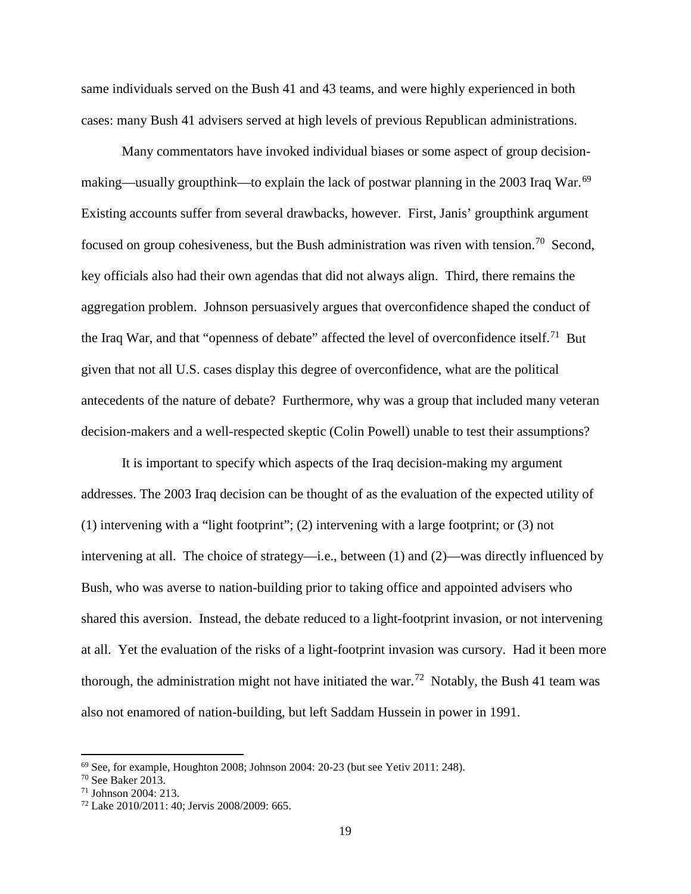same individuals served on the Bush 41 and 43 teams, and were highly experienced in both cases: many Bush 41 advisers served at high levels of previous Republican administrations.

Many commentators have invoked individual biases or some aspect of group decision-making—usually groupthink—to explain the lack of postwar planning in the 2003 Iraq War.[69] Existing accounts suffer from several drawbacks, however. First, Janis' groupthink argument focused on group cohesiveness, but the Bush administration was riven with tension.[70] Second, key officials also had their own agendas that did not always align. Third, there remains the aggregation problem. Johnson persuasively argues that overconfidence shaped the conduct of the Iraq War, and that "openness of debate" affected the level of overconfidence itself.[71] But given that not all U.S. cases display this degree of overconfidence, what are the political antecedents of the nature of debate? Furthermore, why was a group that included many veteran decision-makers and a well-respected skeptic (Colin Powell) unable to test their assumptions?

It is important to specify which aspects of the Iraq decision-making my argument addresses. The 2003 Iraq decision can be thought of as the evaluation of the expected utility of (1) intervening with a "light footprint"; (2) intervening with a large footprint; or (3) not intervening at all. The choice of strategy—i.e., between (1) and (2)—was directly influenced by Bush, who was averse to nation-building prior to taking office and appointed advisers who shared this aversion. Instead, the debate reduced to a light-footprint invasion, or not intervening at all. Yet the evaluation of the risks of a light-footprint invasion was cursory. Had it been more thorough, the administration might not have initiated the war.[72] Notably, the Bush 41 team was also not enamored of nation-building, but left Saddam Hussein in power in 1991.

---

[69] See, for example, Houghton 2008; Johnson 2004: 20-23 (but see Yetiv 2011: 248).

[70] See Baker 2013.

[71] Johnson 2004: 213.

[72] Lake 2010/2011: 40; Jervis 2008/2009: 665.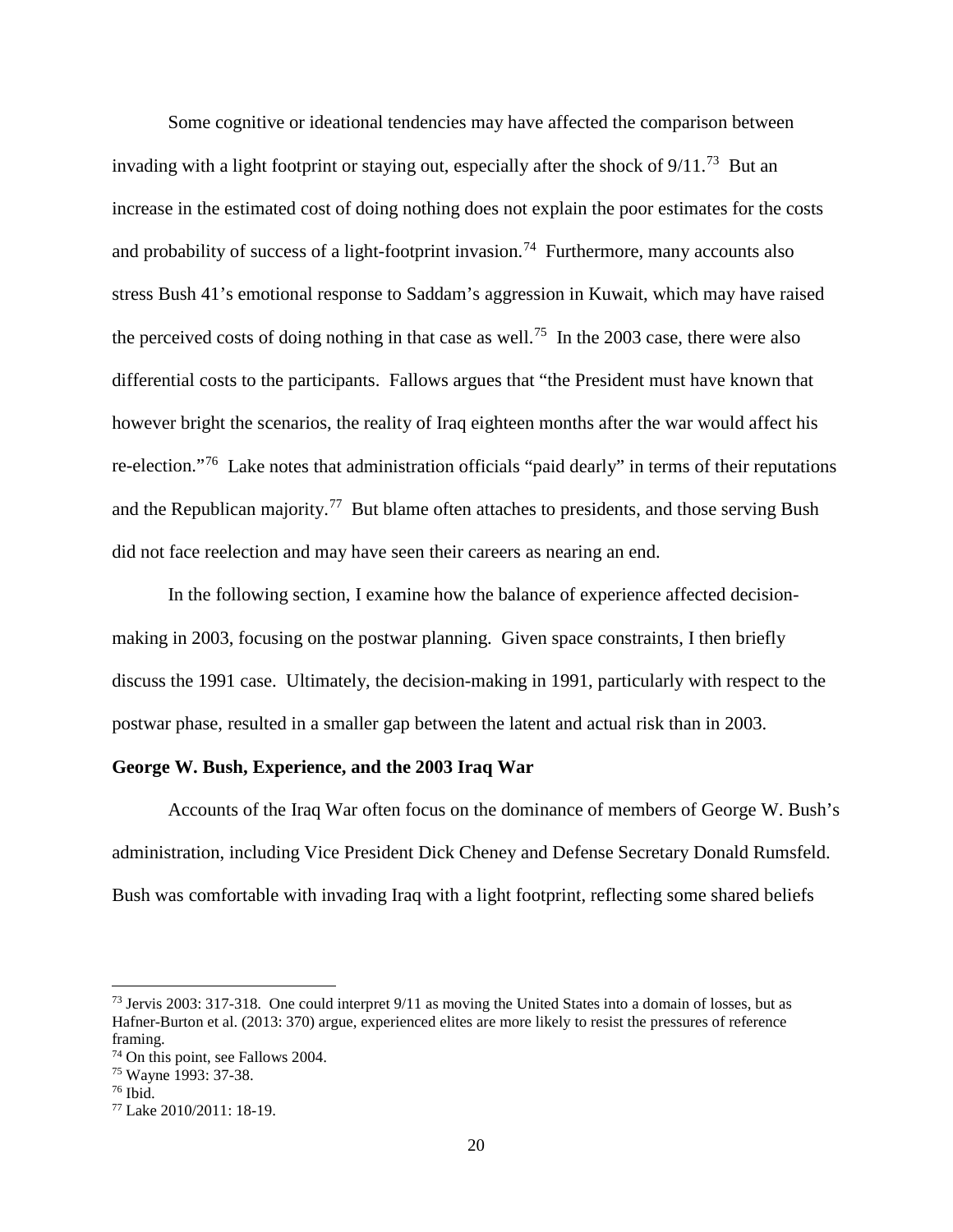Some cognitive or ideational tendencies may have affected the comparison between invading with a light footprint or staying out, especially after the shock of 9/11.[73] But an increase in the estimated cost of doing nothing does not explain the poor estimates for the costs and probability of success of a light-footprint invasion.[74] Furthermore, many accounts also stress Bush 41's emotional response to Saddam's aggression in Kuwait, which may have raised the perceived costs of doing nothing in that case as well.[75] In the 2003 case, there were also differential costs to the participants. Fallows argues that "the President must have known that however bright the scenarios, the reality of Iraq eighteen months after the war would affect his re-election."[76] Lake notes that administration officials "paid dearly" in terms of their reputations and the Republican majority.[77] But blame often attaches to presidents, and those serving Bush did not face reelection and may have seen their careers as nearing an end.

In the following section, I examine how the balance of experience affected decision-making in 2003, focusing on the postwar planning. Given space constraints, I then briefly discuss the 1991 case. Ultimately, the decision-making in 1991, particularly with respect to the postwar phase, resulted in a smaller gap between the latent and actual risk than in 2003.

**George W. Bush, Experience, and the 2003 Iraq War**

Accounts of the Iraq War often focus on the dominance of members of George W. Bush's administration, including Vice President Dick Cheney and Defense Secretary Donald Rumsfeld. Bush was comfortable with invading Iraq with a light footprint, reflecting some shared beliefs

---

[73] Jervis 2003: 317-318. One could interpret 9/11 as moving the United States into a domain of losses, but as Hafner-Burton et al. (2013: 370) argue, experienced elites are more likely to resist the pressures of reference framing.

[74] On this point, see Fallows 2004.

[75] Wayne 1993: 37-38.

[76] Ibid.

[77] Lake 2010/2011: 18-19.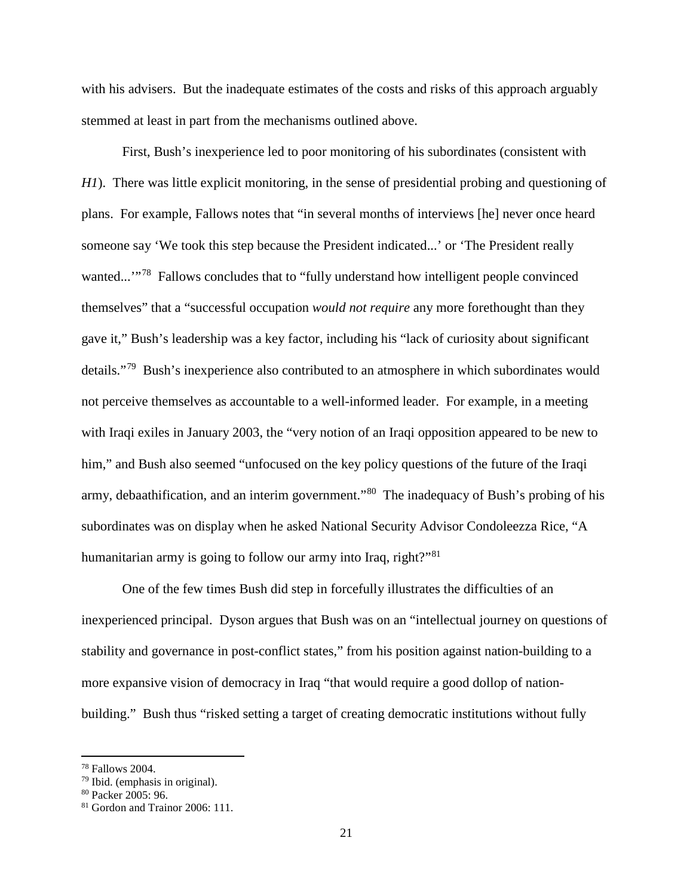with his advisers. But the inadequate estimates of the costs and risks of this approach arguably stemmed at least in part from the mechanisms outlined above.

First, Bush's inexperience led to poor monitoring of his subordinates (consistent with *H1*). There was little explicit monitoring, in the sense of presidential probing and questioning of plans. For example, Fallows notes that "in several months of interviews [he] never once heard someone say 'We took this step because the President indicated...' or 'The President really wanted...'"[78] Fallows concludes that to "fully understand how intelligent people convinced themselves" that a "successful occupation *would not require* any more forethought than they gave it," Bush's leadership was a key factor, including his "lack of curiosity about significant details."[79] Bush's inexperience also contributed to an atmosphere in which subordinates would not perceive themselves as accountable to a well-informed leader. For example, in a meeting with Iraqi exiles in January 2003, the "very notion of an Iraqi opposition appeared to be new to him," and Bush also seemed "unfocused on the key policy questions of the future of the Iraqi army, debaathification, and an interim government."[80] The inadequacy of Bush's probing of his subordinates was on display when he asked National Security Advisor Condoleezza Rice, "A humanitarian army is going to follow our army into Iraq, right?"[81]

One of the few times Bush did step in forcefully illustrates the difficulties of an inexperienced principal. Dyson argues that Bush was on an "intellectual journey on questions of stability and governance in post-conflict states," from his position against nation-building to a more expansive vision of democracy in Iraq "that would require a good dollop of nation-building." Bush thus "risked setting a target of creating democratic institutions without fully

[78] Fallows 2004.

[79] Ibid. (emphasis in original).

[80] Packer 2005: 96.

[81] Gordon and Trainor 2006: 111.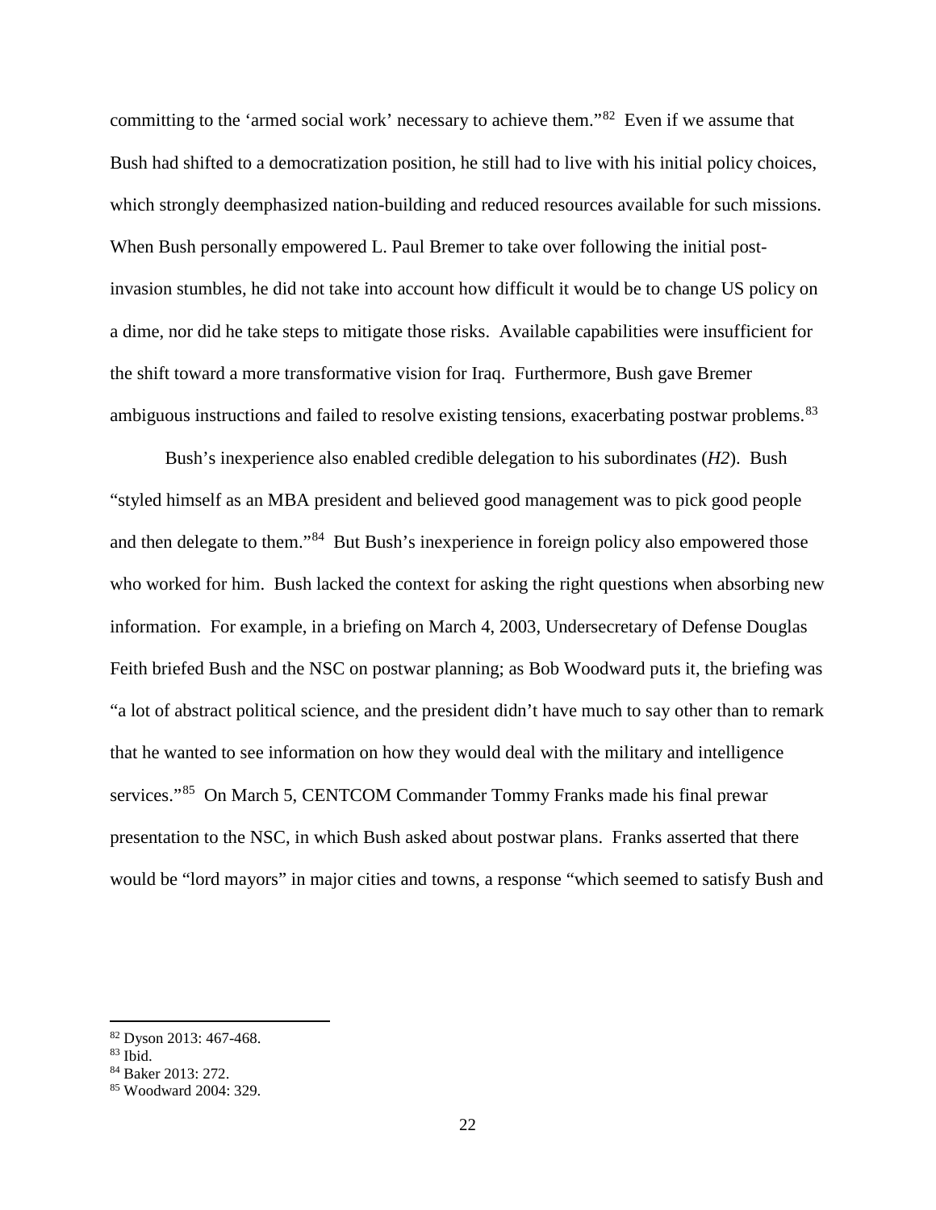committing to the 'armed social work' necessary to achieve them."[82] Even if we assume that Bush had shifted to a democratization position, he still had to live with his initial policy choices, which strongly deemphasized nation-building and reduced resources available for such missions. When Bush personally empowered L. Paul Bremer to take over following the initial post-invasion stumbles, he did not take into account how difficult it would be to change US policy on a dime, nor did he take steps to mitigate those risks. Available capabilities were insufficient for the shift toward a more transformative vision for Iraq. Furthermore, Bush gave Bremer ambiguous instructions and failed to resolve existing tensions, exacerbating postwar problems.[83]

Bush's inexperience also enabled credible delegation to his subordinates (*H2*). Bush "styled himself as an MBA president and believed good management was to pick good people and then delegate to them."[84] But Bush's inexperience in foreign policy also empowered those who worked for him. Bush lacked the context for asking the right questions when absorbing new information. For example, in a briefing on March 4, 2003, Undersecretary of Defense Douglas Feith briefed Bush and the NSC on postwar planning; as Bob Woodward puts it, the briefing was "a lot of abstract political science, and the president didn't have much to say other than to remark that he wanted to see information on how they would deal with the military and intelligence services."[85] On March 5, CENTCOM Commander Tommy Franks made his final prewar presentation to the NSC, in which Bush asked about postwar plans. Franks asserted that there would be "lord mayors" in major cities and towns, a response "which seemed to satisfy Bush and

[82] Dyson 2013: 467-468.
[83] Ibid.
[84] Baker 2013: 272.
[85] Woodward 2004: 329.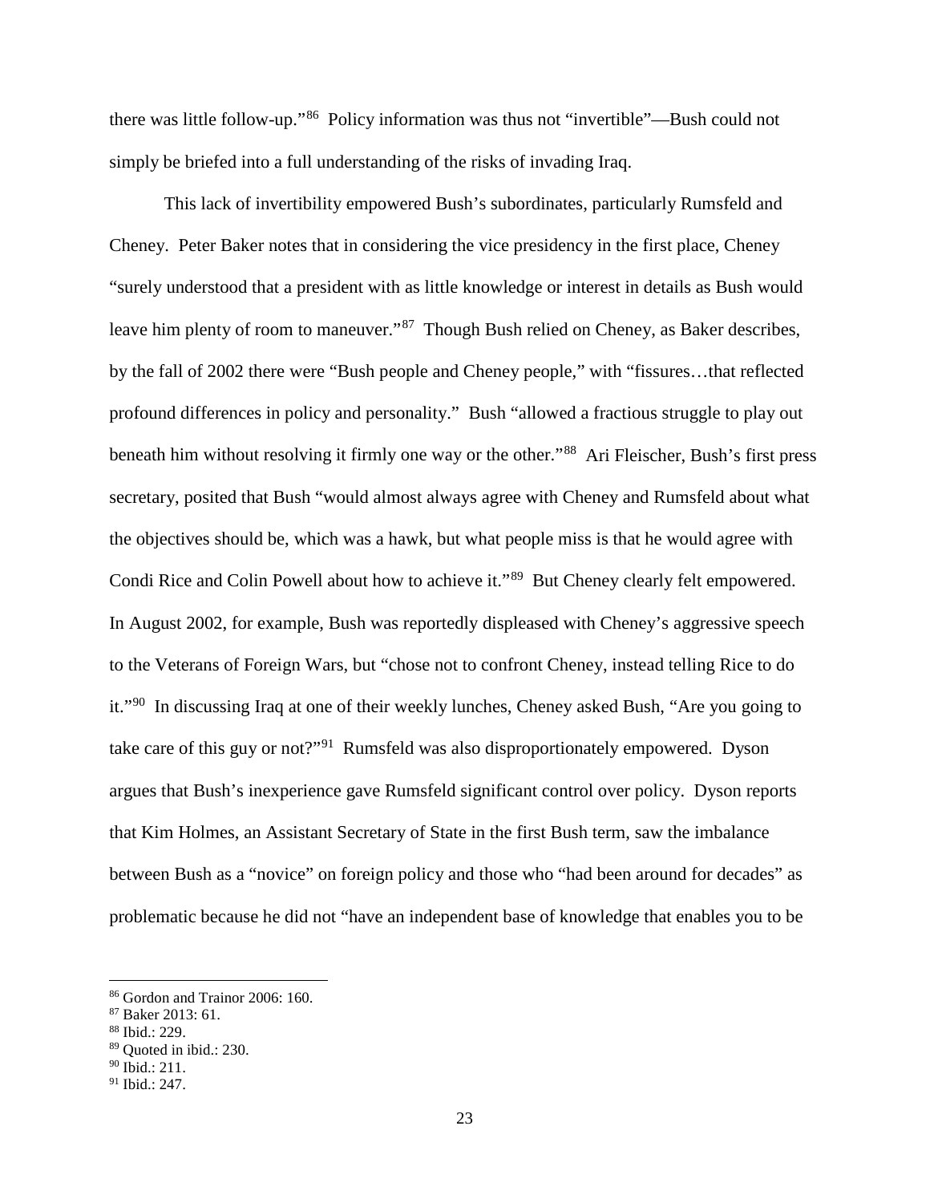there was little follow-up."[86] Policy information was thus not "invertible"—Bush could not simply be briefed into a full understanding of the risks of invading Iraq.

This lack of invertibility empowered Bush's subordinates, particularly Rumsfeld and Cheney. Peter Baker notes that in considering the vice presidency in the first place, Cheney "surely understood that a president with as little knowledge or interest in details as Bush would leave him plenty of room to maneuver."[87] Though Bush relied on Cheney, as Baker describes, by the fall of 2002 there were "Bush people and Cheney people," with "fissures…that reflected profound differences in policy and personality." Bush "allowed a fractious struggle to play out beneath him without resolving it firmly one way or the other."[88] Ari Fleischer, Bush's first press secretary, posited that Bush "would almost always agree with Cheney and Rumsfeld about what the objectives should be, which was a hawk, but what people miss is that he would agree with Condi Rice and Colin Powell about how to achieve it."[89] But Cheney clearly felt empowered. In August 2002, for example, Bush was reportedly displeased with Cheney's aggressive speech to the Veterans of Foreign Wars, but "chose not to confront Cheney, instead telling Rice to do it."[90] In discussing Iraq at one of their weekly lunches, Cheney asked Bush, "Are you going to take care of this guy or not?"[91] Rumsfeld was also disproportionately empowered. Dyson argues that Bush's inexperience gave Rumsfeld significant control over policy. Dyson reports that Kim Holmes, an Assistant Secretary of State in the first Bush term, saw the imbalance between Bush as a "novice" on foreign policy and those who "had been around for decades" as problematic because he did not "have an independent base of knowledge that enables you to be

[86] Gordon and Trainor 2006: 160.
[87] Baker 2013: 61.
[88] Ibid.: 229.
[89] Quoted in ibid.: 230.
[90] Ibid.: 211.
[91] Ibid.: 247.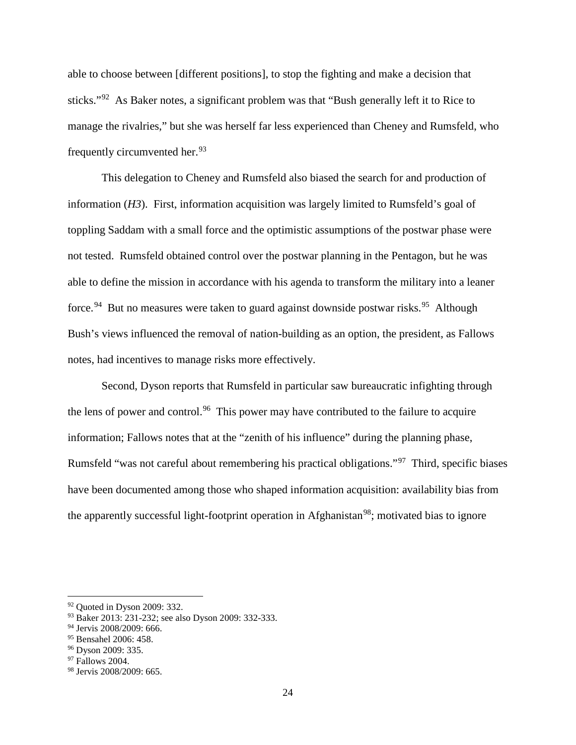able to choose between [different positions], to stop the fighting and make a decision that sticks."[92] As Baker notes, a significant problem was that "Bush generally left it to Rice to manage the rivalries," but she was herself far less experienced than Cheney and Rumsfeld, who frequently circumvented her.[93]

This delegation to Cheney and Rumsfeld also biased the search for and production of information (*H3*). First, information acquisition was largely limited to Rumsfeld's goal of toppling Saddam with a small force and the optimistic assumptions of the postwar phase were not tested. Rumsfeld obtained control over the postwar planning in the Pentagon, but he was able to define the mission in accordance with his agenda to transform the military into a leaner force.[94] But no measures were taken to guard against downside postwar risks.[95] Although Bush's views influenced the removal of nation-building as an option, the president, as Fallows notes, had incentives to manage risks more effectively.

Second, Dyson reports that Rumsfeld in particular saw bureaucratic infighting through the lens of power and control.[96] This power may have contributed to the failure to acquire information; Fallows notes that at the "zenith of his influence" during the planning phase, Rumsfeld "was not careful about remembering his practical obligations."[97] Third, specific biases have been documented among those who shaped information acquisition: availability bias from the apparently successful light-footprint operation in Afghanistan[98]; motivated bias to ignore

---

[92] Quoted in Dyson 2009: 332.

[93] Baker 2013: 231-232; see also Dyson 2009: 332-333.

[94] Jervis 2008/2009: 666.

[95] Bensahel 2006: 458.

[96] Dyson 2009: 335.

[97] Fallows 2004.

[98] Jervis 2008/2009: 665.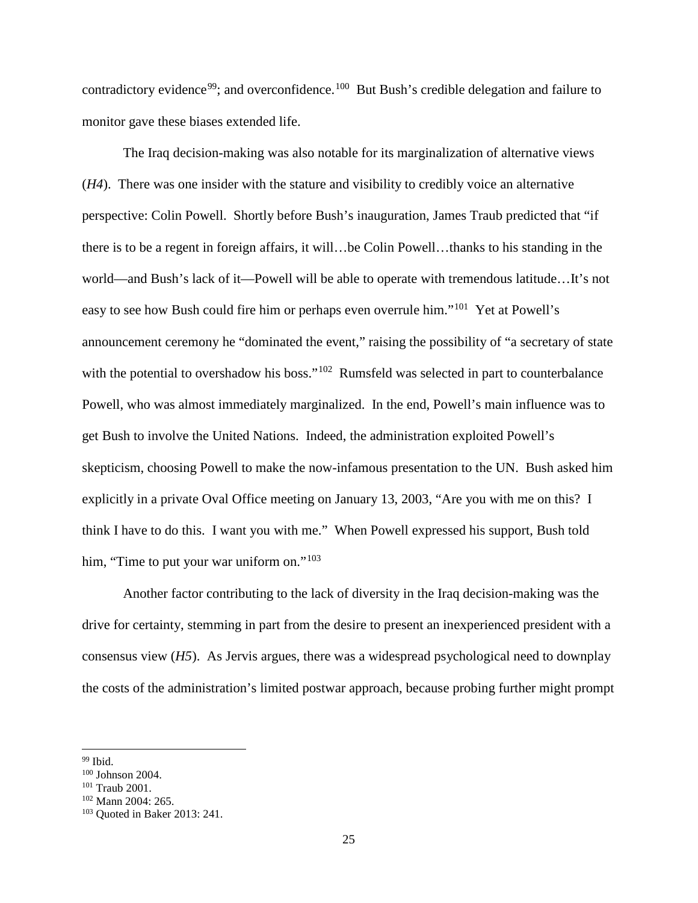contradictory evidence[99]; and overconfidence.[100] But Bush's credible delegation and failure to monitor gave these biases extended life.

The Iraq decision-making was also notable for its marginalization of alternative views (*H4*). There was one insider with the stature and visibility to credibly voice an alternative perspective: Colin Powell. Shortly before Bush's inauguration, James Traub predicted that "if there is to be a regent in foreign affairs, it will…be Colin Powell…thanks to his standing in the world—and Bush's lack of it—Powell will be able to operate with tremendous latitude…It's not easy to see how Bush could fire him or perhaps even overrule him."[101] Yet at Powell's announcement ceremony he "dominated the event," raising the possibility of "a secretary of state with the potential to overshadow his boss."[102] Rumsfeld was selected in part to counterbalance Powell, who was almost immediately marginalized. In the end, Powell's main influence was to get Bush to involve the United Nations. Indeed, the administration exploited Powell's skepticism, choosing Powell to make the now-infamous presentation to the UN. Bush asked him explicitly in a private Oval Office meeting on January 13, 2003, "Are you with me on this? I think I have to do this. I want you with me." When Powell expressed his support, Bush told him, "Time to put your war uniform on."[103]

Another factor contributing to the lack of diversity in the Iraq decision-making was the drive for certainty, stemming in part from the desire to present an inexperienced president with a consensus view (*H5*). As Jervis argues, there was a widespread psychological need to downplay the costs of the administration's limited postwar approach, because probing further might prompt

[99] Ibid.
[100] Johnson 2004.
[101] Traub 2001.
[102] Mann 2004: 265.
[103] Quoted in Baker 2013: 241.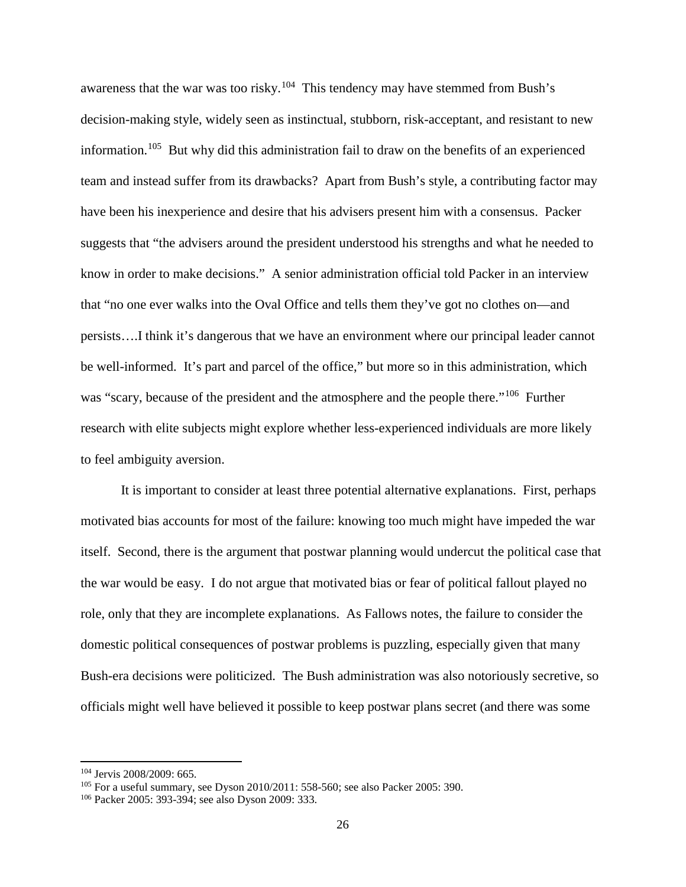awareness that the war was too risky.[104] This tendency may have stemmed from Bush's decision-making style, widely seen as instinctual, stubborn, risk-acceptant, and resistant to new information.[105] But why did this administration fail to draw on the benefits of an experienced team and instead suffer from its drawbacks? Apart from Bush's style, a contributing factor may have been his inexperience and desire that his advisers present him with a consensus. Packer suggests that "the advisers around the president understood his strengths and what he needed to know in order to make decisions." A senior administration official told Packer in an interview that "no one ever walks into the Oval Office and tells them they've got no clothes on—and persists….I think it's dangerous that we have an environment where our principal leader cannot be well-informed. It's part and parcel of the office," but more so in this administration, which was "scary, because of the president and the atmosphere and the people there."[106] Further research with elite subjects might explore whether less-experienced individuals are more likely to feel ambiguity aversion.

It is important to consider at least three potential alternative explanations. First, perhaps motivated bias accounts for most of the failure: knowing too much might have impeded the war itself. Second, there is the argument that postwar planning would undercut the political case that the war would be easy. I do not argue that motivated bias or fear of political fallout played no role, only that they are incomplete explanations. As Fallows notes, the failure to consider the domestic political consequences of postwar problems is puzzling, especially given that many Bush-era decisions were politicized. The Bush administration was also notoriously secretive, so officials might well have believed it possible to keep postwar plans secret (and there was some

---

[104] Jervis 2008/2009: 665.

[105] For a useful summary, see Dyson 2010/2011: 558-560; see also Packer 2005: 390.

[106] Packer 2005: 393-394; see also Dyson 2009: 333.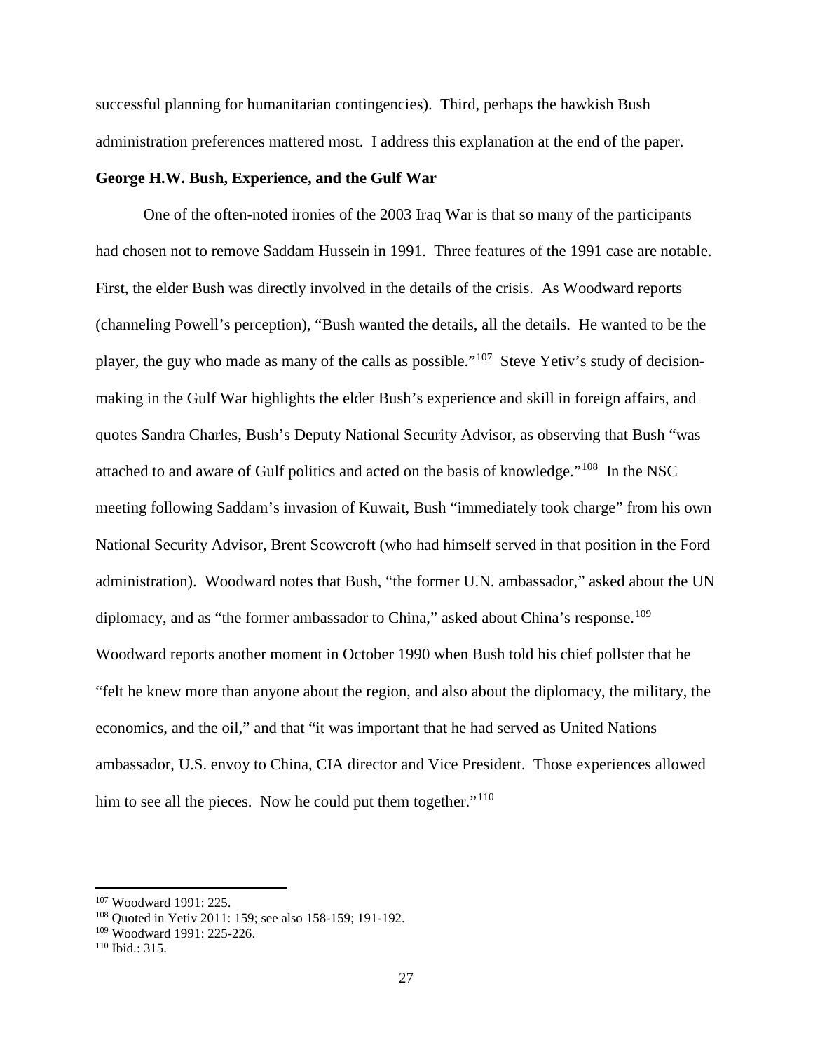successful planning for humanitarian contingencies). Third, perhaps the hawkish Bush administration preferences mattered most. I address this explanation at the end of the paper.

**George H.W. Bush, Experience, and the Gulf War**

One of the often-noted ironies of the 2003 Iraq War is that so many of the participants had chosen not to remove Saddam Hussein in 1991. Three features of the 1991 case are notable. First, the elder Bush was directly involved in the details of the crisis. As Woodward reports (channeling Powell's perception), "Bush wanted the details, all the details. He wanted to be the player, the guy who made as many of the calls as possible."[107] Steve Yetiv's study of decision-making in the Gulf War highlights the elder Bush's experience and skill in foreign affairs, and quotes Sandra Charles, Bush's Deputy National Security Advisor, as observing that Bush "was attached to and aware of Gulf politics and acted on the basis of knowledge."[108] In the NSC meeting following Saddam's invasion of Kuwait, Bush "immediately took charge" from his own National Security Advisor, Brent Scowcroft (who had himself served in that position in the Ford administration). Woodward notes that Bush, "the former U.N. ambassador," asked about the UN diplomacy, and as "the former ambassador to China," asked about China's response.[109] Woodward reports another moment in October 1990 when Bush told his chief pollster that he "felt he knew more than anyone about the region, and also about the diplomacy, the military, the economics, and the oil," and that "it was important that he had served as United Nations ambassador, U.S. envoy to China, CIA director and Vice President. Those experiences allowed him to see all the pieces. Now he could put them together."[110]

---

[107] Woodward 1991: 225.

[108] Quoted in Yetiv 2011: 159; see also 158-159; 191-192.

[109] Woodward 1991: 225-226.

[110] Ibid.: 315.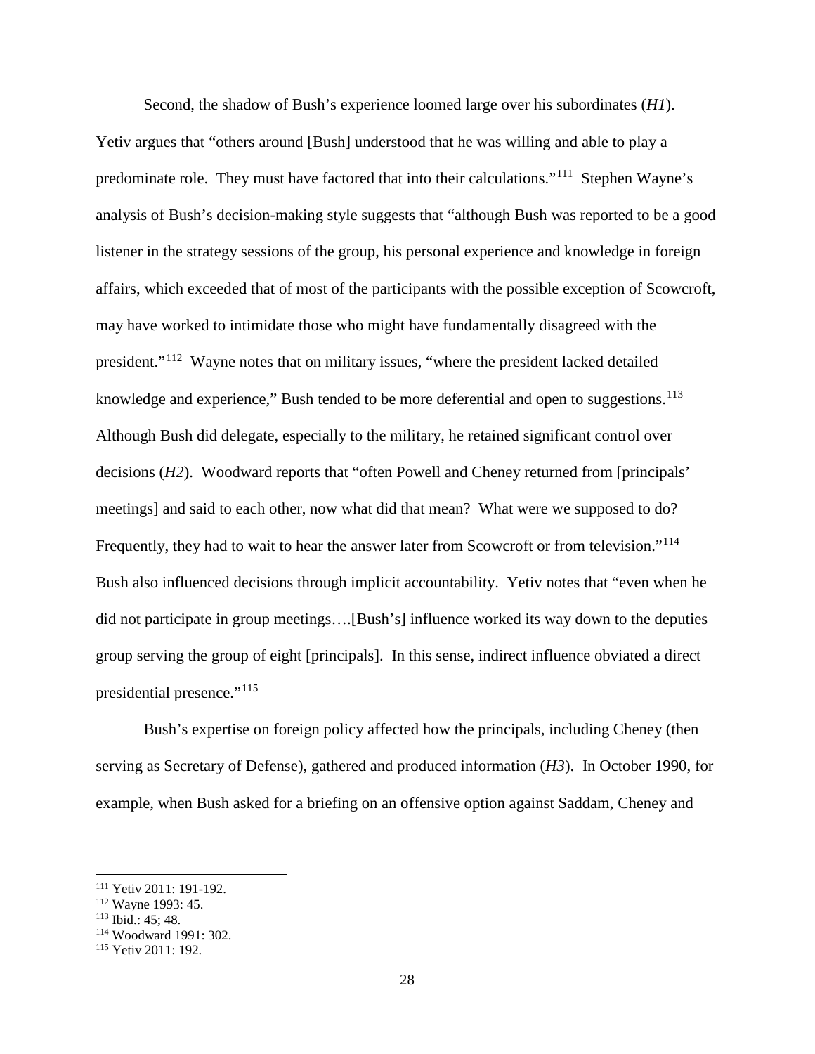Second, the shadow of Bush's experience loomed large over his subordinates (*H1*). Yetiv argues that "others around [Bush] understood that he was willing and able to play a predominate role. They must have factored that into their calculations."[111] Stephen Wayne's analysis of Bush's decision-making style suggests that "although Bush was reported to be a good listener in the strategy sessions of the group, his personal experience and knowledge in foreign affairs, which exceeded that of most of the participants with the possible exception of Scowcroft, may have worked to intimidate those who might have fundamentally disagreed with the president."[112] Wayne notes that on military issues, "where the president lacked detailed knowledge and experience," Bush tended to be more deferential and open to suggestions.[113] Although Bush did delegate, especially to the military, he retained significant control over decisions (*H2*). Woodward reports that "often Powell and Cheney returned from [principals' meetings] and said to each other, now what did that mean? What were we supposed to do? Frequently, they had to wait to hear the answer later from Scowcroft or from television."[114] Bush also influenced decisions through implicit accountability. Yetiv notes that "even when he did not participate in group meetings….[Bush's] influence worked its way down to the deputies group serving the group of eight [principals]. In this sense, indirect influence obviated a direct presidential presence."[115]

Bush's expertise on foreign policy affected how the principals, including Cheney (then serving as Secretary of Defense), gathered and produced information (*H3*). In October 1990, for example, when Bush asked for a briefing on an offensive option against Saddam, Cheney and

[111] Yetiv 2011: 191-192.
[112] Wayne 1993: 45.
[113] Ibid.: 45; 48.
[114] Woodward 1991: 302.
[115] Yetiv 2011: 192.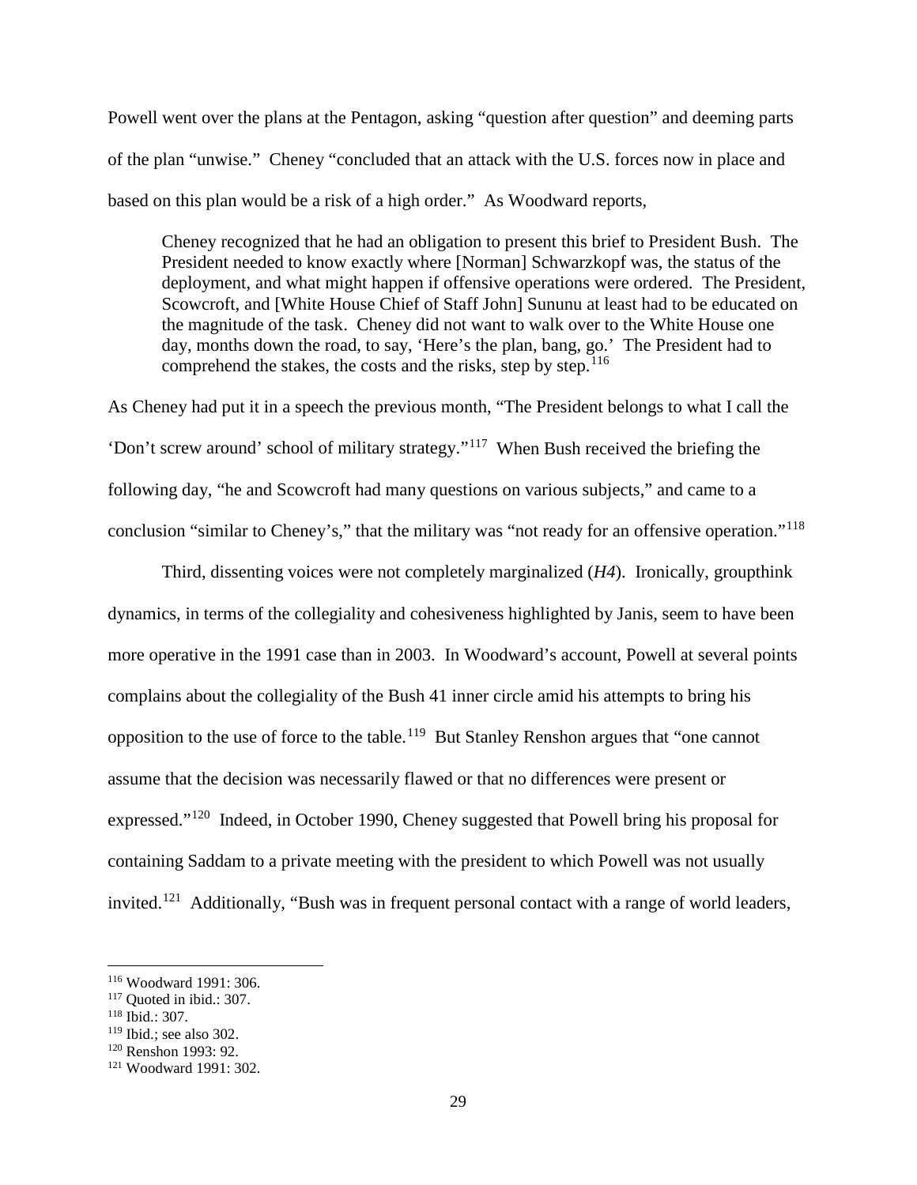Powell went over the plans at the Pentagon, asking "question after question" and deeming parts of the plan "unwise." Cheney "concluded that an attack with the U.S. forces now in place and based on this plan would be a risk of a high order." As Woodward reports,

> Cheney recognized that he had an obligation to present this brief to President Bush. The President needed to know exactly where [Norman] Schwarzkopf was, the status of the deployment, and what might happen if offensive operations were ordered. The President, Scowcroft, and [White House Chief of Staff John] Sununu at least had to be educated on the magnitude of the task. Cheney did not want to walk over to the White House one day, months down the road, to say, 'Here's the plan, bang, go.' The President had to comprehend the stakes, the costs and the risks, step by step.[116]

As Cheney had put it in a speech the previous month, "The President belongs to what I call the 'Don't screw around' school of military strategy."[117] When Bush received the briefing the following day, "he and Scowcroft had many questions on various subjects," and came to a conclusion "similar to Cheney's," that the military was "not ready for an offensive operation."[118]

Third, dissenting voices were not completely marginalized (*H4*). Ironically, groupthink dynamics, in terms of the collegiality and cohesiveness highlighted by Janis, seem to have been more operative in the 1991 case than in 2003. In Woodward's account, Powell at several points complains about the collegiality of the Bush 41 inner circle amid his attempts to bring his opposition to the use of force to the table.[119] But Stanley Renshon argues that "one cannot assume that the decision was necessarily flawed or that no differences were present or expressed."[120] Indeed, in October 1990, Cheney suggested that Powell bring his proposal for containing Saddam to a private meeting with the president to which Powell was not usually invited.[121] Additionally, "Bush was in frequent personal contact with a range of world leaders,

---

[116] Woodward 1991: 306.
[117] Quoted in ibid.: 307.
[118] Ibid.: 307.
[119] Ibid.; see also 302.
[120] Renshon 1993: 92.
[121] Woodward 1991: 302.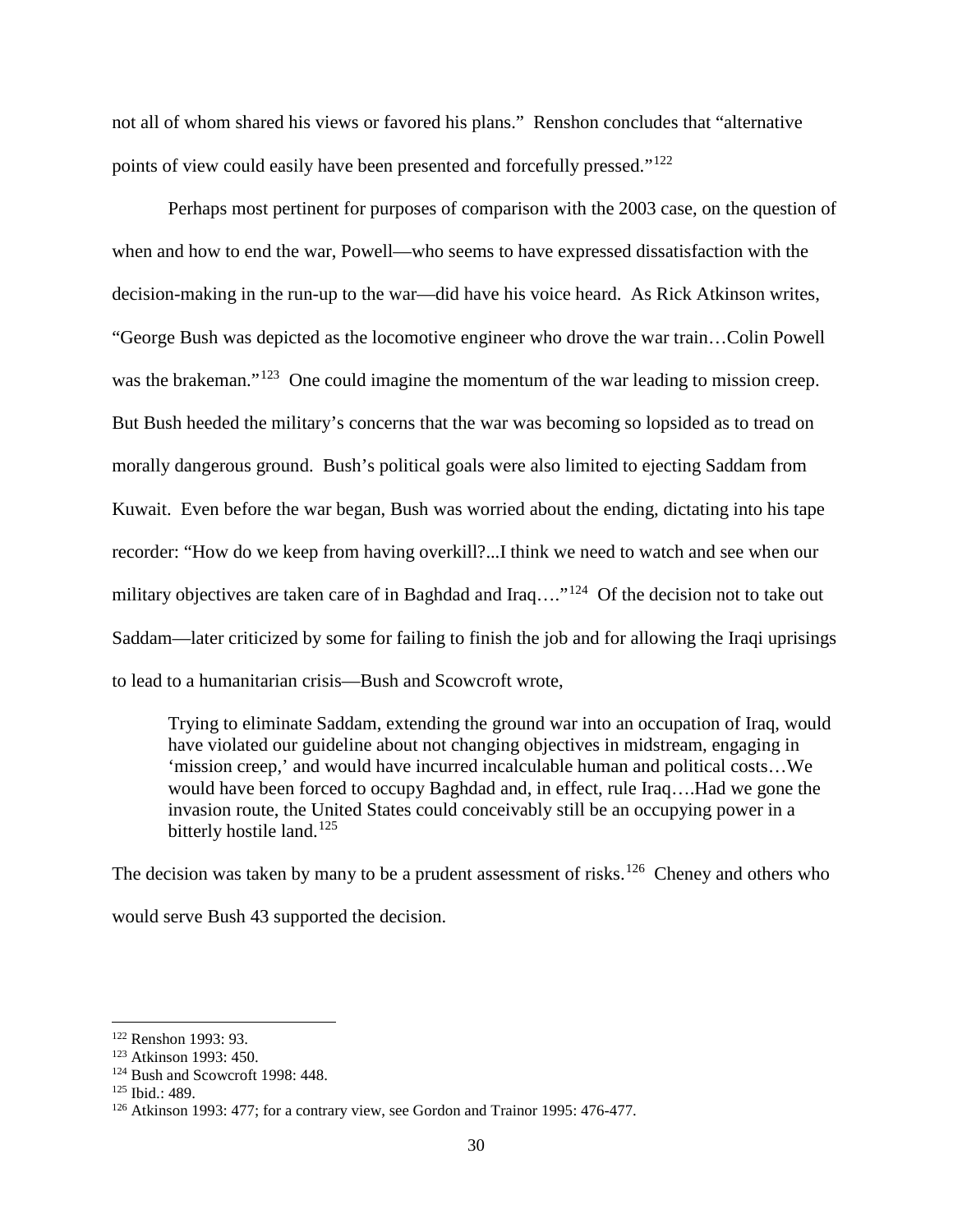not all of whom shared his views or favored his plans." Renshon concludes that "alternative points of view could easily have been presented and forcefully pressed."[122]

Perhaps most pertinent for purposes of comparison with the 2003 case, on the question of when and how to end the war, Powell—who seems to have expressed dissatisfaction with the decision-making in the run-up to the war—did have his voice heard. As Rick Atkinson writes, "George Bush was depicted as the locomotive engineer who drove the war train…Colin Powell was the brakeman."[123] One could imagine the momentum of the war leading to mission creep. But Bush heeded the military's concerns that the war was becoming so lopsided as to tread on morally dangerous ground. Bush's political goals were also limited to ejecting Saddam from Kuwait. Even before the war began, Bush was worried about the ending, dictating into his tape recorder: "How do we keep from having overkill?...I think we need to watch and see when our military objectives are taken care of in Baghdad and Iraq…."[124] Of the decision not to take out Saddam—later criticized by some for failing to finish the job and for allowing the Iraqi uprisings to lead to a humanitarian crisis—Bush and Scowcroft wrote,

> Trying to eliminate Saddam, extending the ground war into an occupation of Iraq, would have violated our guideline about not changing objectives in midstream, engaging in 'mission creep,' and would have incurred incalculable human and political costs…We would have been forced to occupy Baghdad and, in effect, rule Iraq….Had we gone the invasion route, the United States could conceivably still be an occupying power in a bitterly hostile land.[125]

The decision was taken by many to be a prudent assessment of risks.[126] Cheney and others who would serve Bush 43 supported the decision.

---

[122] Renshon 1993: 93.
[123] Atkinson 1993: 450.
[124] Bush and Scowcroft 1998: 448.
[125] Ibid.: 489.
[126] Atkinson 1993: 477; for a contrary view, see Gordon and Trainor 1995: 476-477.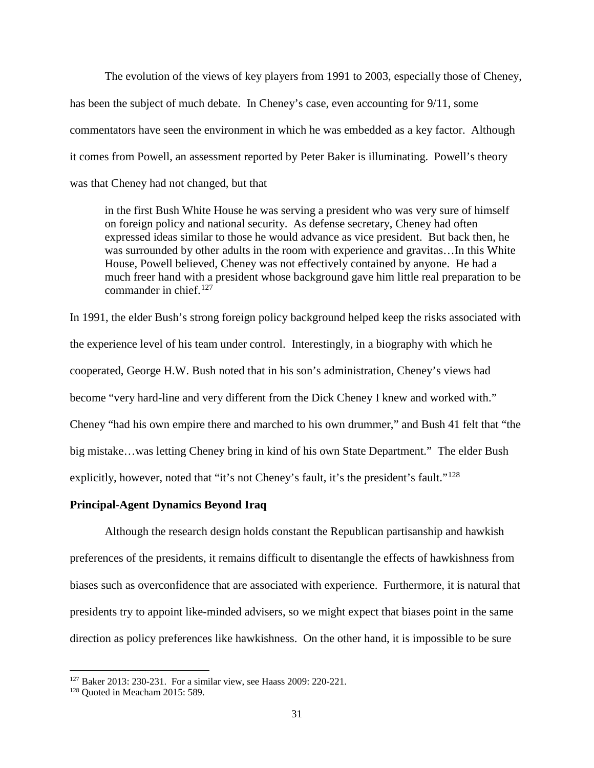The evolution of the views of key players from 1991 to 2003, especially those of Cheney, has been the subject of much debate. In Cheney's case, even accounting for 9/11, some commentators have seen the environment in which he was embedded as a key factor. Although it comes from Powell, an assessment reported by Peter Baker is illuminating. Powell's theory was that Cheney had not changed, but that

> in the first Bush White House he was serving a president who was very sure of himself on foreign policy and national security. As defense secretary, Cheney had often expressed ideas similar to those he would advance as vice president. But back then, he was surrounded by other adults in the room with experience and gravitas…In this White House, Powell believed, Cheney was not effectively contained by anyone. He had a much freer hand with a president whose background gave him little real preparation to be commander in chief.[127]

In 1991, the elder Bush's strong foreign policy background helped keep the risks associated with the experience level of his team under control. Interestingly, in a biography with which he cooperated, George H.W. Bush noted that in his son's administration, Cheney's views had become "very hard-line and very different from the Dick Cheney I knew and worked with." Cheney "had his own empire there and marched to his own drummer," and Bush 41 felt that "the big mistake…was letting Cheney bring in kind of his own State Department." The elder Bush explicitly, however, noted that "it's not Cheney's fault, it's the president's fault."[128]

**Principal-Agent Dynamics Beyond Iraq**

Although the research design holds constant the Republican partisanship and hawkish preferences of the presidents, it remains difficult to disentangle the effects of hawkishness from biases such as overconfidence that are associated with experience. Furthermore, it is natural that presidents try to appoint like-minded advisers, so we might expect that biases point in the same direction as policy preferences like hawkishness. On the other hand, it is impossible to be sure

[127] Baker 2013: 230-231. For a similar view, see Haass 2009: 220-221.

[128] Quoted in Meacham 2015: 589.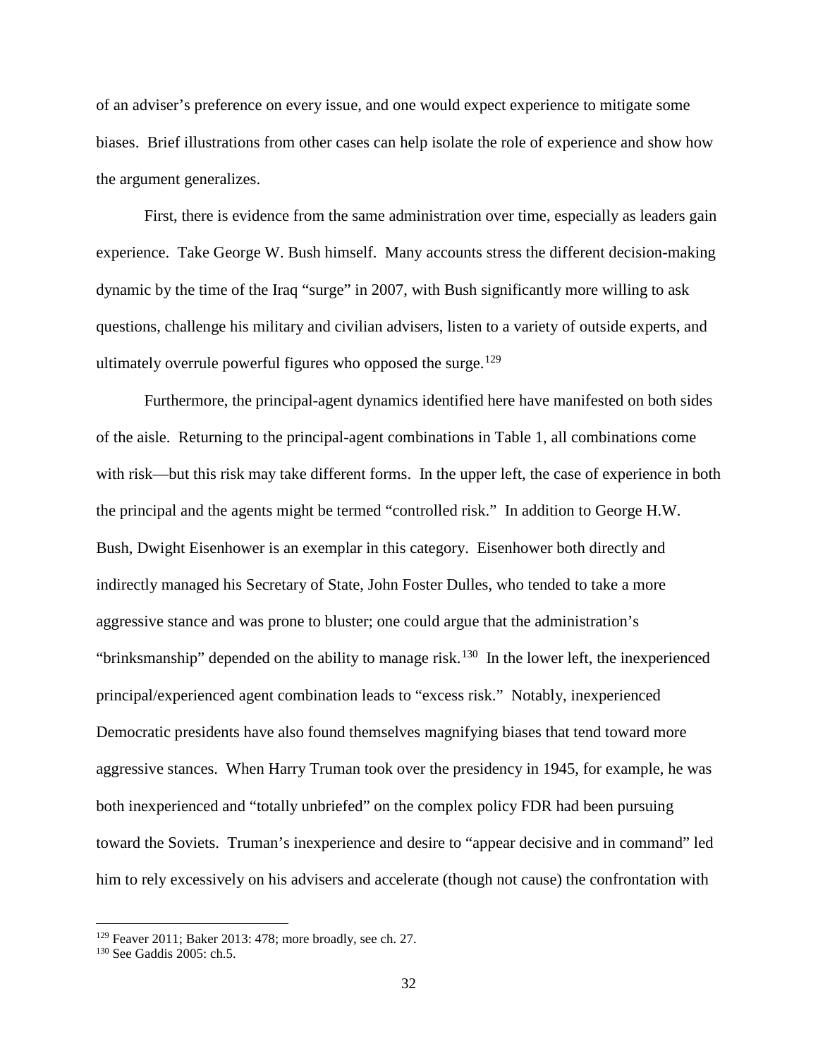of an adviser's preference on every issue, and one would expect experience to mitigate some biases. Brief illustrations from other cases can help isolate the role of experience and show how the argument generalizes.

First, there is evidence from the same administration over time, especially as leaders gain experience. Take George W. Bush himself. Many accounts stress the different decision-making dynamic by the time of the Iraq "surge" in 2007, with Bush significantly more willing to ask questions, challenge his military and civilian advisers, listen to a variety of outside experts, and ultimately overrule powerful figures who opposed the surge.[129]

Furthermore, the principal-agent dynamics identified here have manifested on both sides of the aisle. Returning to the principal-agent combinations in Table 1, all combinations come with risk—but this risk may take different forms. In the upper left, the case of experience in both the principal and the agents might be termed "controlled risk." In addition to George H.W. Bush, Dwight Eisenhower is an exemplar in this category. Eisenhower both directly and indirectly managed his Secretary of State, John Foster Dulles, who tended to take a more aggressive stance and was prone to bluster; one could argue that the administration's "brinksmanship" depended on the ability to manage risk.[130] In the lower left, the inexperienced principal/experienced agent combination leads to "excess risk." Notably, inexperienced Democratic presidents have also found themselves magnifying biases that tend toward more aggressive stances. When Harry Truman took over the presidency in 1945, for example, he was both inexperienced and "totally unbriefed" on the complex policy FDR had been pursuing toward the Soviets. Truman's inexperience and desire to "appear decisive and in command" led him to rely excessively on his advisers and accelerate (though not cause) the confrontation with

---

[129] Feaver 2011; Baker 2013: 478; more broadly, see ch. 27.

[130] See Gaddis 2005: ch.5.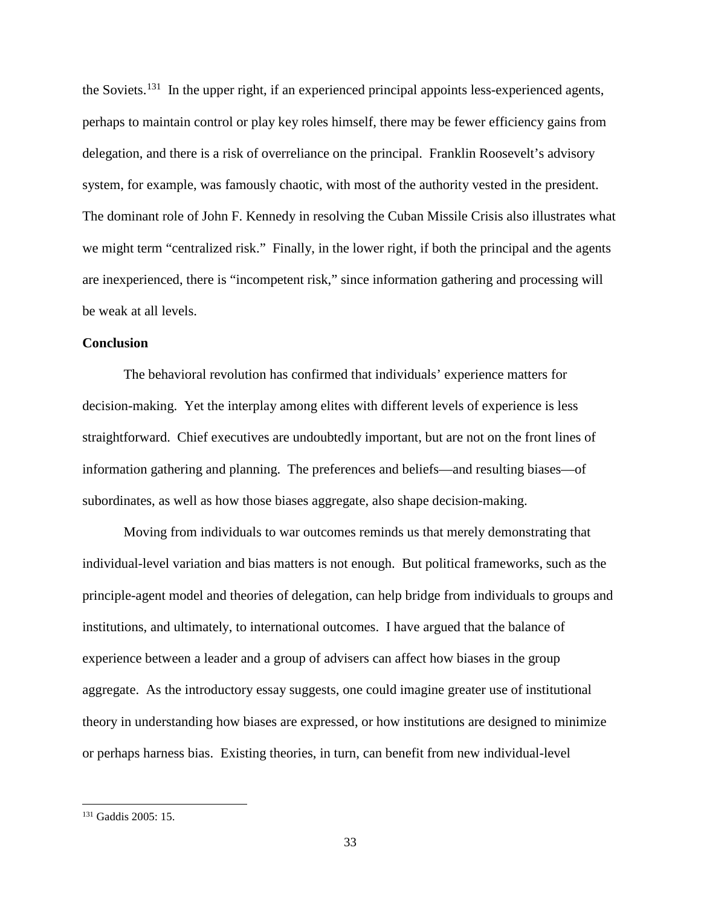the Soviets.[131] In the upper right, if an experienced principal appoints less-experienced agents, perhaps to maintain control or play key roles himself, there may be fewer efficiency gains from delegation, and there is a risk of overreliance on the principal. Franklin Roosevelt's advisory system, for example, was famously chaotic, with most of the authority vested in the president. The dominant role of John F. Kennedy in resolving the Cuban Missile Crisis also illustrates what we might term "centralized risk." Finally, in the lower right, if both the principal and the agents are inexperienced, there is "incompetent risk," since information gathering and processing will be weak at all levels.

**Conclusion**

The behavioral revolution has confirmed that individuals' experience matters for decision-making. Yet the interplay among elites with different levels of experience is less straightforward. Chief executives are undoubtedly important, but are not on the front lines of information gathering and planning. The preferences and beliefs—and resulting biases—of subordinates, as well as how those biases aggregate, also shape decision-making.

Moving from individuals to war outcomes reminds us that merely demonstrating that individual-level variation and bias matters is not enough. But political frameworks, such as the principle-agent model and theories of delegation, can help bridge from individuals to groups and institutions, and ultimately, to international outcomes. I have argued that the balance of experience between a leader and a group of advisers can affect how biases in the group aggregate. As the introductory essay suggests, one could imagine greater use of institutional theory in understanding how biases are expressed, or how institutions are designed to minimize or perhaps harness bias. Existing theories, in turn, can benefit from new individual-level

[131] Gaddis 2005: 15.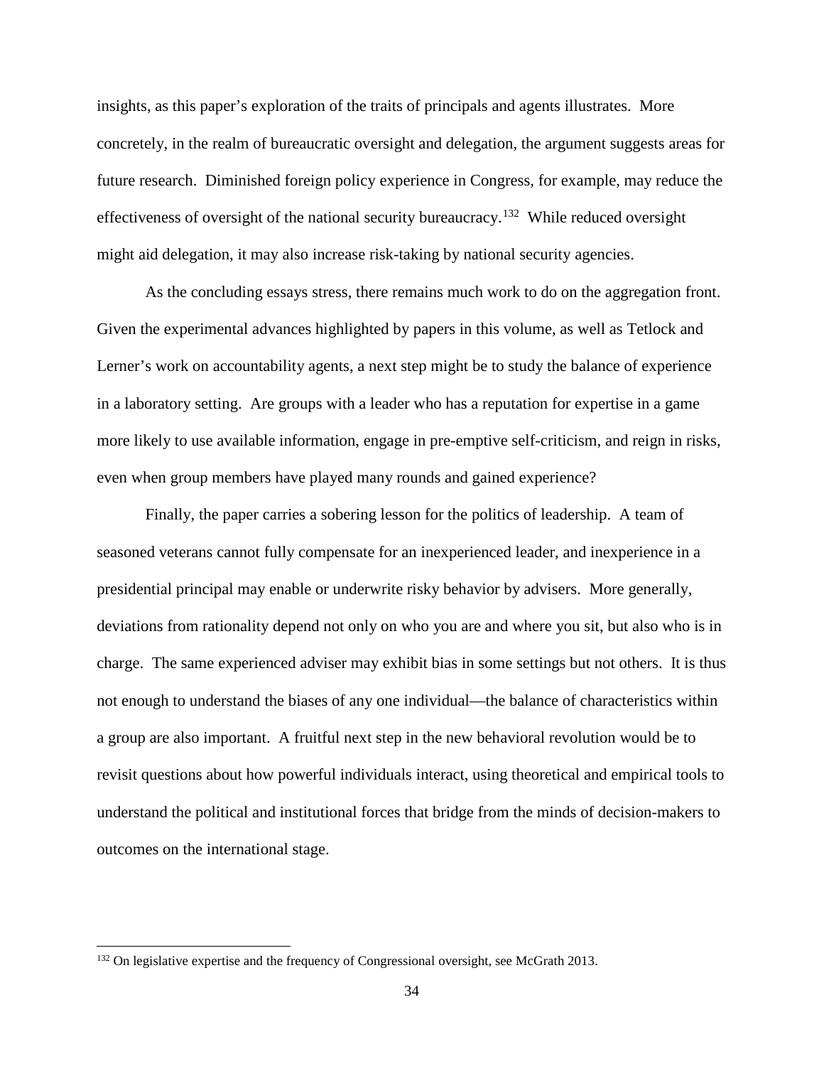insights, as this paper's exploration of the traits of principals and agents illustrates. More concretely, in the realm of bureaucratic oversight and delegation, the argument suggests areas for future research. Diminished foreign policy experience in Congress, for example, may reduce the effectiveness of oversight of the national security bureaucracy.[132] While reduced oversight might aid delegation, it may also increase risk-taking by national security agencies.

As the concluding essays stress, there remains much work to do on the aggregation front. Given the experimental advances highlighted by papers in this volume, as well as Tetlock and Lerner's work on accountability agents, a next step might be to study the balance of experience in a laboratory setting. Are groups with a leader who has a reputation for expertise in a game more likely to use available information, engage in pre-emptive self-criticism, and reign in risks, even when group members have played many rounds and gained experience?

Finally, the paper carries a sobering lesson for the politics of leadership. A team of seasoned veterans cannot fully compensate for an inexperienced leader, and inexperience in a presidential principal may enable or underwrite risky behavior by advisers. More generally, deviations from rationality depend not only on who you are and where you sit, but also who is in charge. The same experienced adviser may exhibit bias in some settings but not others. It is thus not enough to understand the biases of any one individual—the balance of characteristics within a group are also important. A fruitful next step in the new behavioral revolution would be to revisit questions about how powerful individuals interact, using theoretical and empirical tools to understand the political and institutional forces that bridge from the minds of decision-makers to outcomes on the international stage.

---

[132] On legislative expertise and the frequency of Congressional oversight, see McGrath 2013.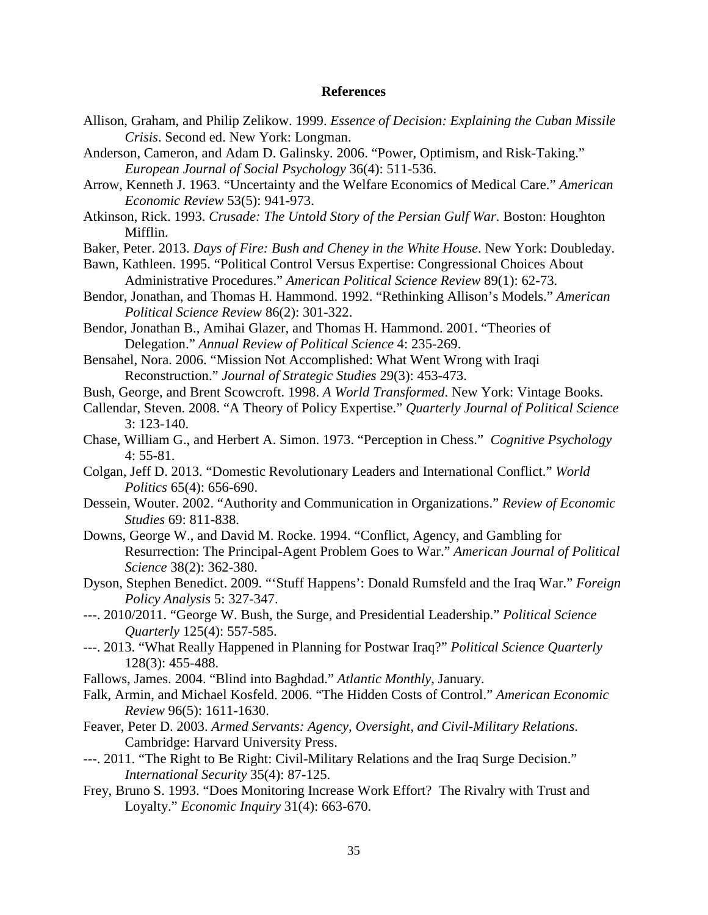## References

Allison, Graham, and Philip Zelikow. 1999. *Essence of Decision: Explaining the Cuban Missile Crisis*. Second ed. New York: Longman.

Anderson, Cameron, and Adam D. Galinsky. 2006. "Power, Optimism, and Risk-Taking." *European Journal of Social Psychology* 36(4): 511-536.

Arrow, Kenneth J. 1963. "Uncertainty and the Welfare Economics of Medical Care." *American Economic Review* 53(5): 941-973.

Atkinson, Rick. 1993. *Crusade: The Untold Story of the Persian Gulf War.* Boston: Houghton Mifflin.

Baker, Peter. 2013. *Days of Fire: Bush and Cheney in the White House*. New York: Doubleday.

Bawn, Kathleen. 1995. "Political Control Versus Expertise: Congressional Choices About Administrative Procedures." *American Political Science Review* 89(1): 62-73.

Bendor, Jonathan, and Thomas H. Hammond. 1992. "Rethinking Allison's Models." *American Political Science Review* 86(2): 301-322.

Bendor, Jonathan B., Amihai Glazer, and Thomas H. Hammond. 2001. "Theories of Delegation." *Annual Review of Political Science* 4: 235-269.

Bensahel, Nora. 2006. "Mission Not Accomplished: What Went Wrong with Iraqi Reconstruction." *Journal of Strategic Studies* 29(3): 453-473.

Bush, George, and Brent Scowcroft. 1998. *A World Transformed*. New York: Vintage Books.

Callendar, Steven. 2008. "A Theory of Policy Expertise." *Quarterly Journal of Political Science* 3: 123-140.

Chase, William G., and Herbert A. Simon. 1973. "Perception in Chess." *Cognitive Psychology* 4: 55-81.

Colgan, Jeff D. 2013. "Domestic Revolutionary Leaders and International Conflict." *World Politics* 65(4): 656-690.

Dessein, Wouter. 2002. "Authority and Communication in Organizations." *Review of Economic Studies* 69: 811-838.

Downs, George W., and David M. Rocke. 1994. "Conflict, Agency, and Gambling for Resurrection: The Principal-Agent Problem Goes to War." *American Journal of Political Science* 38(2): 362-380.

Dyson, Stephen Benedict. 2009. "'Stuff Happens': Donald Rumsfeld and the Iraq War." *Foreign Policy Analysis* 5: 327-347.

---. 2010/2011. "George W. Bush, the Surge, and Presidential Leadership." *Political Science Quarterly* 125(4): 557-585.

---. 2013. "What Really Happened in Planning for Postwar Iraq?" *Political Science Quarterly* 128(3): 455-488.

Fallows, James. 2004. "Blind into Baghdad." *Atlantic Monthly*, January.

Falk, Armin, and Michael Kosfeld. 2006. "The Hidden Costs of Control." *American Economic Review* 96(5): 1611-1630.

Feaver, Peter D. 2003. *Armed Servants: Agency, Oversight, and Civil-Military Relations*. Cambridge: Harvard University Press.

---. 2011. "The Right to Be Right: Civil-Military Relations and the Iraq Surge Decision." *International Security* 35(4): 87-125.

Frey, Bruno S. 1993. "Does Monitoring Increase Work Effort? The Rivalry with Trust and Loyalty." *Economic Inquiry* 31(4): 663-670.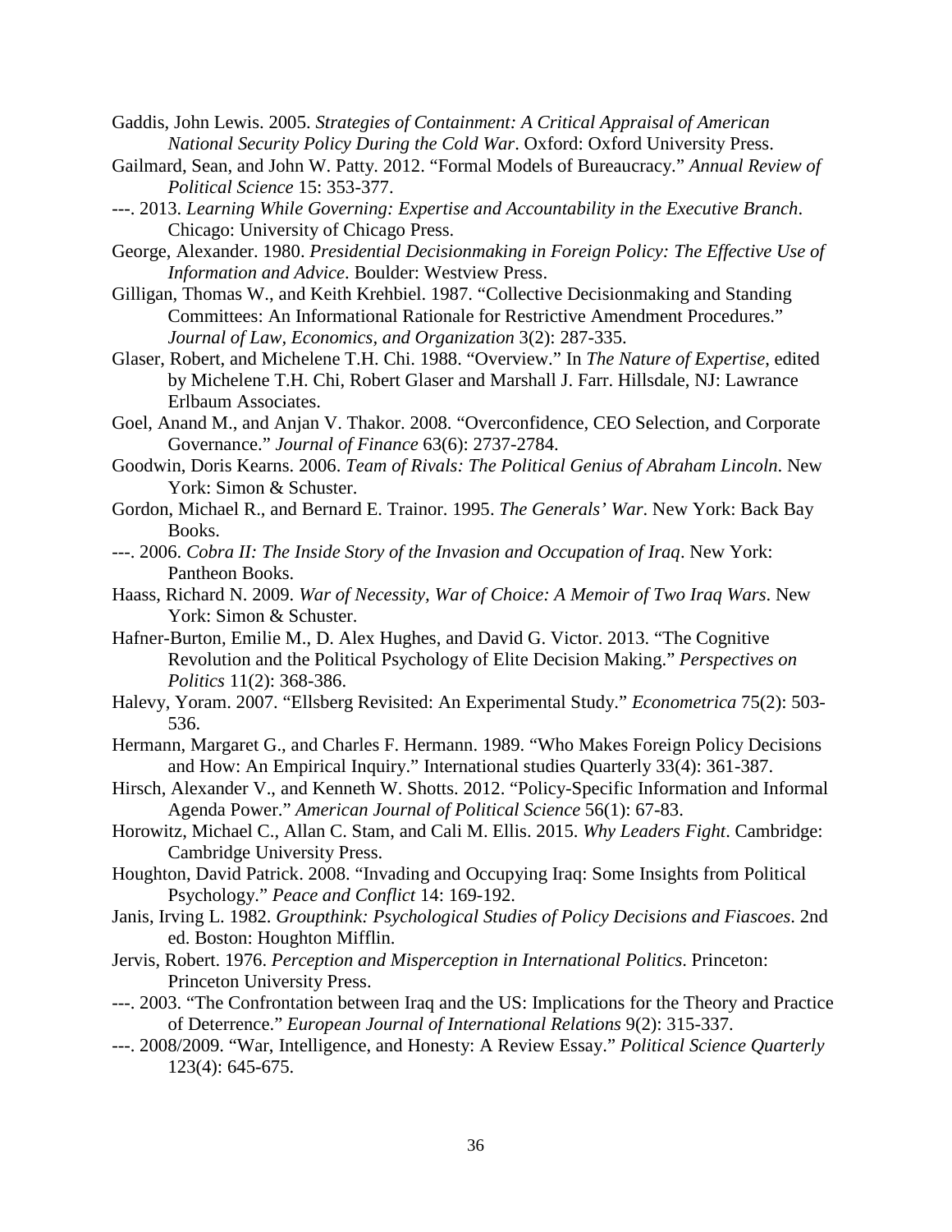Gaddis, John Lewis. 2005. *Strategies of Containment: A Critical Appraisal of American National Security Policy During the Cold War*. Oxford: Oxford University Press.

Gailmard, Sean, and John W. Patty. 2012. "Formal Models of Bureaucracy." *Annual Review of Political Science* 15: 353-377.

---. 2013. *Learning While Governing: Expertise and Accountability in the Executive Branch*. Chicago: University of Chicago Press.

George, Alexander. 1980. *Presidential Decisionmaking in Foreign Policy: The Effective Use of Information and Advice*. Boulder: Westview Press.

Gilligan, Thomas W., and Keith Krehbiel. 1987. "Collective Decisionmaking and Standing Committees: An Informational Rationale for Restrictive Amendment Procedures." *Journal of Law, Economics, and Organization* 3(2): 287-335.

Glaser, Robert, and Michelene T.H. Chi. 1988. "Overview." In *The Nature of Expertise*, edited by Michelene T.H. Chi, Robert Glaser and Marshall J. Farr. Hillsdale, NJ: Lawrance Erlbaum Associates.

Goel, Anand M., and Anjan V. Thakor. 2008. "Overconfidence, CEO Selection, and Corporate Governance." *Journal of Finance* 63(6): 2737-2784.

Goodwin, Doris Kearns. 2006. *Team of Rivals: The Political Genius of Abraham Lincoln*. New York: Simon & Schuster.

Gordon, Michael R., and Bernard E. Trainor. 1995. *The Generals' War*. New York: Back Bay Books.

---. 2006. *Cobra II: The Inside Story of the Invasion and Occupation of Iraq*. New York: Pantheon Books.

Haass, Richard N. 2009. *War of Necessity, War of Choice: A Memoir of Two Iraq Wars*. New York: Simon & Schuster.

Hafner-Burton, Emilie M., D. Alex Hughes, and David G. Victor. 2013. "The Cognitive Revolution and the Political Psychology of Elite Decision Making." *Perspectives on Politics* 11(2): 368-386.

Halevy, Yoram. 2007. "Ellsberg Revisited: An Experimental Study." *Econometrica* 75(2): 503-536.

Hermann, Margaret G., and Charles F. Hermann. 1989. "Who Makes Foreign Policy Decisions and How: An Empirical Inquiry." International studies Quarterly 33(4): 361-387.

Hirsch, Alexander V., and Kenneth W. Shotts. 2012. "Policy-Specific Information and Informal Agenda Power." *American Journal of Political Science* 56(1): 67-83.

Horowitz, Michael C., Allan C. Stam, and Cali M. Ellis. 2015. *Why Leaders Fight*. Cambridge: Cambridge University Press.

Houghton, David Patrick. 2008. "Invading and Occupying Iraq: Some Insights from Political Psychology." *Peace and Conflict* 14: 169-192.

Janis, Irving L. 1982. *Groupthink: Psychological Studies of Policy Decisions and Fiascoes*. 2nd ed. Boston: Houghton Mifflin.

Jervis, Robert. 1976. *Perception and Misperception in International Politics*. Princeton: Princeton University Press.

---. 2003. "The Confrontation between Iraq and the US: Implications for the Theory and Practice of Deterrence." *European Journal of International Relations* 9(2): 315-337.

---. 2008/2009. "War, Intelligence, and Honesty: A Review Essay." *Political Science Quarterly* 123(4): 645-675.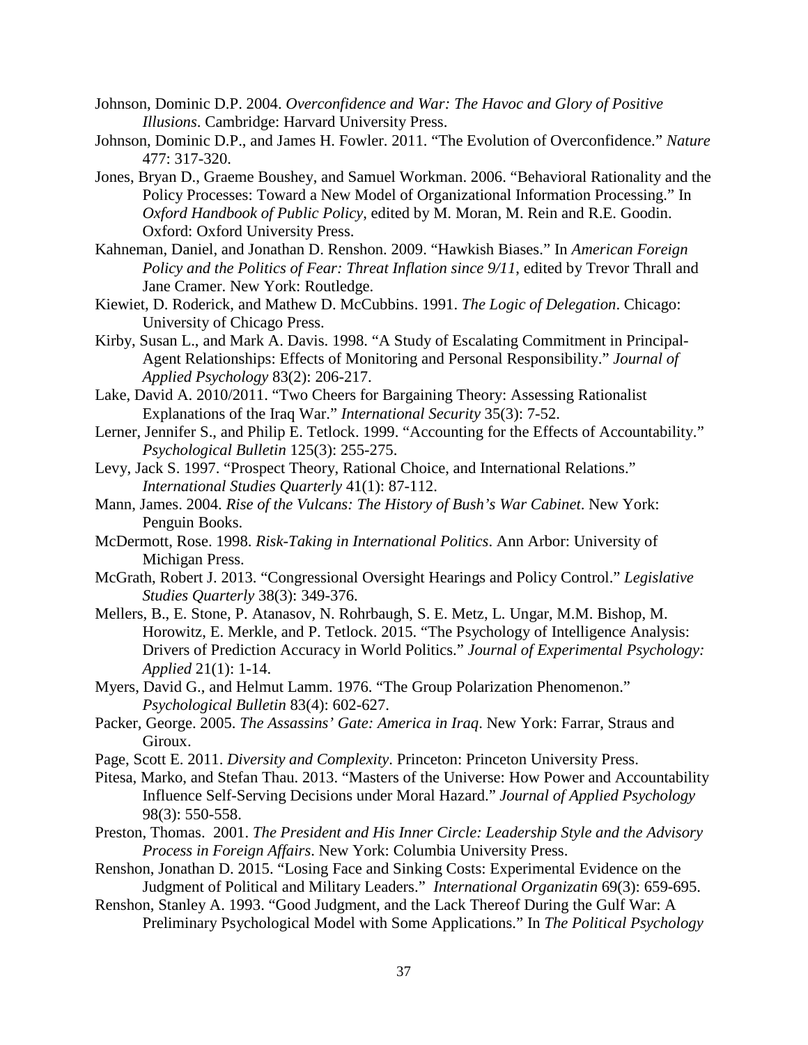Johnson, Dominic D.P. 2004. *Overconfidence and War: The Havoc and Glory of Positive Illusions*. Cambridge: Harvard University Press.

Johnson, Dominic D.P., and James H. Fowler. 2011. "The Evolution of Overconfidence." *Nature* 477: 317-320.

Jones, Bryan D., Graeme Boushey, and Samuel Workman. 2006. "Behavioral Rationality and the Policy Processes: Toward a New Model of Organizational Information Processing." In *Oxford Handbook of Public Policy*, edited by M. Moran, M. Rein and R.E. Goodin. Oxford: Oxford University Press.

Kahneman, Daniel, and Jonathan D. Renshon. 2009. "Hawkish Biases." In *American Foreign Policy and the Politics of Fear: Threat Inflation since 9/11*, edited by Trevor Thrall and Jane Cramer. New York: Routledge.

Kiewiet, D. Roderick, and Mathew D. McCubbins. 1991. *The Logic of Delegation*. Chicago: University of Chicago Press.

Kirby, Susan L., and Mark A. Davis. 1998. "A Study of Escalating Commitment in Principal-Agent Relationships: Effects of Monitoring and Personal Responsibility." *Journal of Applied Psychology* 83(2): 206-217.

Lake, David A. 2010/2011. "Two Cheers for Bargaining Theory: Assessing Rationalist Explanations of the Iraq War." *International Security* 35(3): 7-52.

Lerner, Jennifer S., and Philip E. Tetlock. 1999. "Accounting for the Effects of Accountability." *Psychological Bulletin* 125(3): 255-275.

Levy, Jack S. 1997. "Prospect Theory, Rational Choice, and International Relations." *International Studies Quarterly* 41(1): 87-112.

Mann, James. 2004. *Rise of the Vulcans: The History of Bush's War Cabinet*. New York: Penguin Books.

McDermott, Rose. 1998. *Risk-Taking in International Politics*. Ann Arbor: University of Michigan Press.

McGrath, Robert J. 2013. "Congressional Oversight Hearings and Policy Control." *Legislative Studies Quarterly* 38(3): 349-376.

Mellers, B., E. Stone, P. Atanasov, N. Rohrbaugh, S. E. Metz, L. Ungar, M.M. Bishop, M. Horowitz, E. Merkle, and P. Tetlock. 2015. "The Psychology of Intelligence Analysis: Drivers of Prediction Accuracy in World Politics." *Journal of Experimental Psychology: Applied* 21(1): 1-14.

Myers, David G., and Helmut Lamm. 1976. "The Group Polarization Phenomenon." *Psychological Bulletin* 83(4): 602-627.

Packer, George. 2005. *The Assassins' Gate: America in Iraq*. New York: Farrar, Straus and Giroux.

Page, Scott E. 2011. *Diversity and Complexity*. Princeton: Princeton University Press.

Pitesa, Marko, and Stefan Thau. 2013. "Masters of the Universe: How Power and Accountability Influence Self-Serving Decisions under Moral Hazard." *Journal of Applied Psychology* 98(3): 550-558.

Preston, Thomas. 2001. *The President and His Inner Circle: Leadership Style and the Advisory Process in Foreign Affairs*. New York: Columbia University Press.

Renshon, Jonathan D. 2015. "Losing Face and Sinking Costs: Experimental Evidence on the Judgment of Political and Military Leaders." *International Organizatin* 69(3): 659-695.

Renshon, Stanley A. 1993. "Good Judgment, and the Lack Thereof During the Gulf War: A Preliminary Psychological Model with Some Applications." In *The Political Psychology*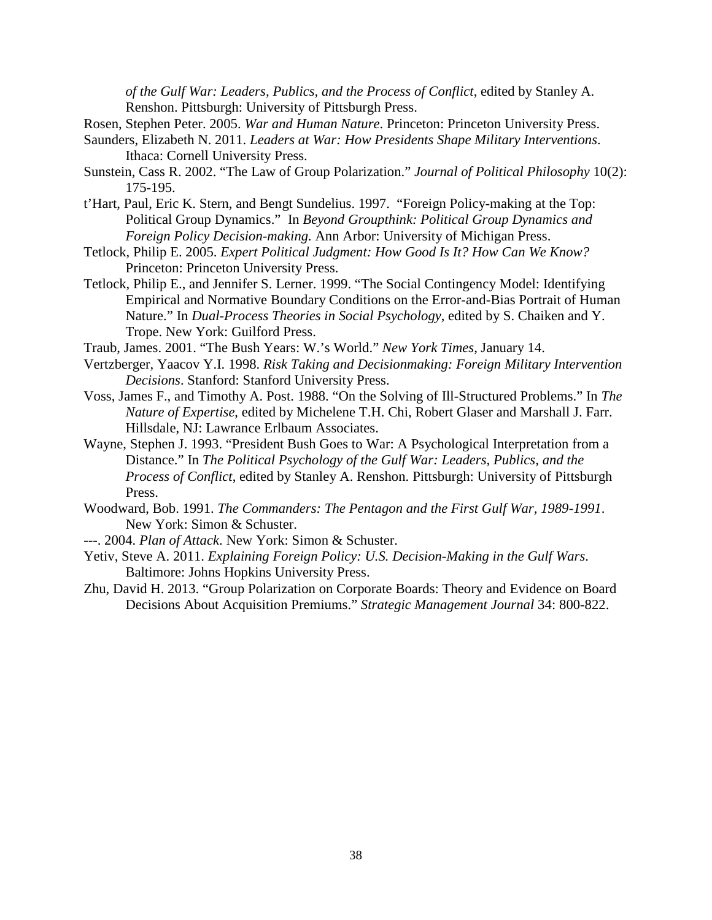*of the Gulf War: Leaders, Publics, and the Process of Conflict*, edited by Stanley A. Renshon. Pittsburgh: University of Pittsburgh Press.

Rosen, Stephen Peter. 2005. *War and Human Nature*. Princeton: Princeton University Press.

Saunders, Elizabeth N. 2011. *Leaders at War: How Presidents Shape Military Interventions*. Ithaca: Cornell University Press.

Sunstein, Cass R. 2002. "The Law of Group Polarization." *Journal of Political Philosophy* 10(2): 175-195.

t'Hart, Paul, Eric K. Stern, and Bengt Sundelius. 1997. "Foreign Policy-making at the Top: Political Group Dynamics." In *Beyond Groupthink: Political Group Dynamics and Foreign Policy Decision-making.* Ann Arbor: University of Michigan Press.

Tetlock, Philip E. 2005. *Expert Political Judgment: How Good Is It? How Can We Know?* Princeton: Princeton University Press.

Tetlock, Philip E., and Jennifer S. Lerner. 1999. "The Social Contingency Model: Identifying Empirical and Normative Boundary Conditions on the Error-and-Bias Portrait of Human Nature." In *Dual-Process Theories in Social Psychology*, edited by S. Chaiken and Y. Trope. New York: Guilford Press.

Traub, James. 2001. "The Bush Years: W.'s World." *New York Times*, January 14.

Vertzberger, Yaacov Y.I. 1998. *Risk Taking and Decisionmaking: Foreign Military Intervention Decisions*. Stanford: Stanford University Press.

Voss, James F., and Timothy A. Post. 1988. "On the Solving of Ill-Structured Problems." In *The Nature of Expertise*, edited by Michelene T.H. Chi, Robert Glaser and Marshall J. Farr. Hillsdale, NJ: Lawrance Erlbaum Associates.

Wayne, Stephen J. 1993. "President Bush Goes to War: A Psychological Interpretation from a Distance." In *The Political Psychology of the Gulf War: Leaders, Publics, and the Process of Conflict*, edited by Stanley A. Renshon. Pittsburgh: University of Pittsburgh Press.

Woodward, Bob. 1991. *The Commanders: The Pentagon and the First Gulf War, 1989-1991*. New York: Simon & Schuster.

---. 2004. *Plan of Attack*. New York: Simon & Schuster.

Yetiv, Steve A. 2011. *Explaining Foreign Policy: U.S. Decision-Making in the Gulf Wars*. Baltimore: Johns Hopkins University Press.

Zhu, David H. 2013. "Group Polarization on Corporate Boards: Theory and Evidence on Board Decisions About Acquisition Premiums." *Strategic Management Journal* 34: 800-822.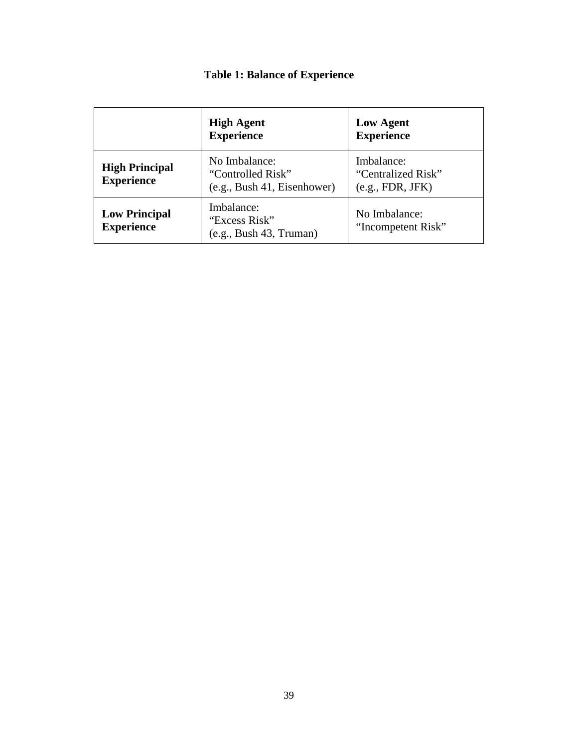**Table 1: Balance of Experience**

| | **High Agent Experience** | **Low Agent Experience** |
|---|---|---|
| **High Principal Experience** | No Imbalance: "Controlled Risk" (e.g., Bush 41, Eisenhower) | Imbalance: "Centralized Risk" (e.g., FDR, JFK) |
| **Low Principal Experience** | Imbalance: "Excess Risk" (e.g., Bush 43, Truman) | No Imbalance: "Incompetent Risk" |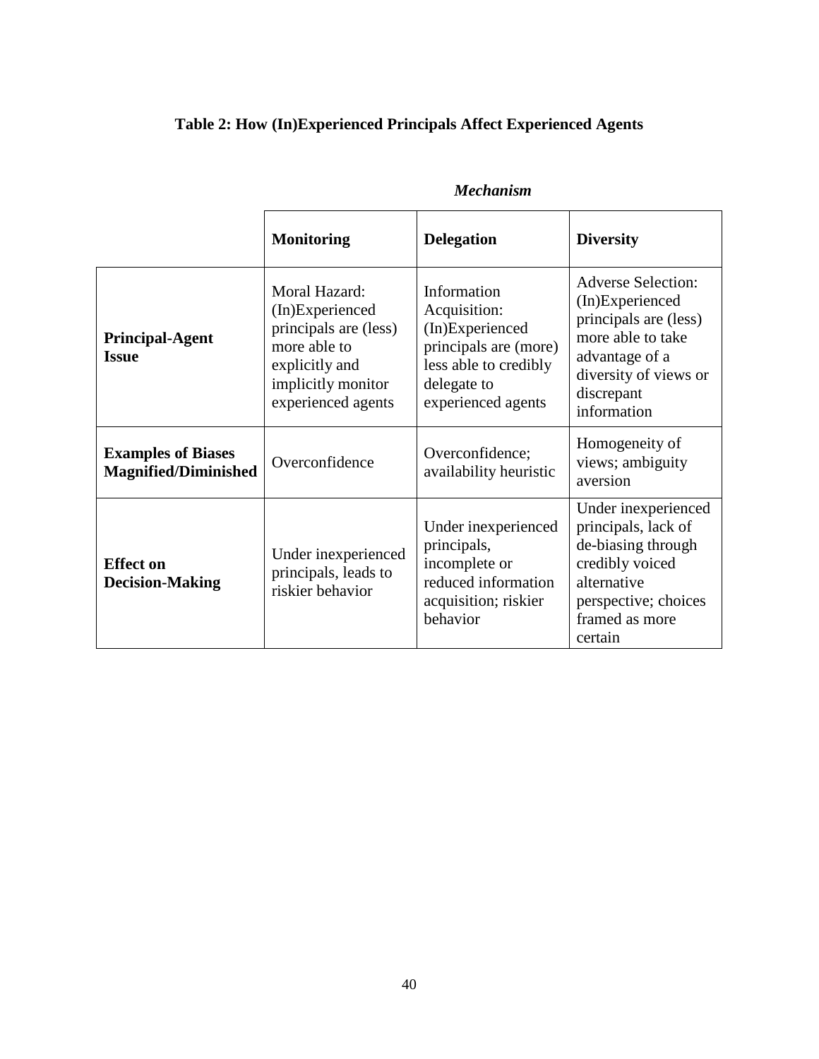**Table 2: How (In)Experienced Principals Affect Experienced Agents**

| | *Mechanism* | | |
|---|---|---|---|
| | **Monitoring** | **Delegation** | **Diversity** |
| **Principal-Agent Issue** | Moral Hazard: (In)Experienced principals are (less) more able to explicitly and implicitly monitor experienced agents | Information Acquisition: (In)Experienced principals are (more) less able to credibly delegate to experienced agents | Adverse Selection: (In)Experienced principals are (less) more able to take advantage of a diversity of views or discrepant information |
| **Examples of Biases Magnified/Diminished** | Overconfidence | Overconfidence; availability heuristic | Homogeneity of views; ambiguity aversion |
| **Effect on Decision-Making** | Under inexperienced principals, leads to riskier behavior | Under inexperienced principals, incomplete or reduced information acquisition; riskier behavior | Under inexperienced principals, lack of de-biasing through credibly voiced alternative perspective; choices framed as more certain |